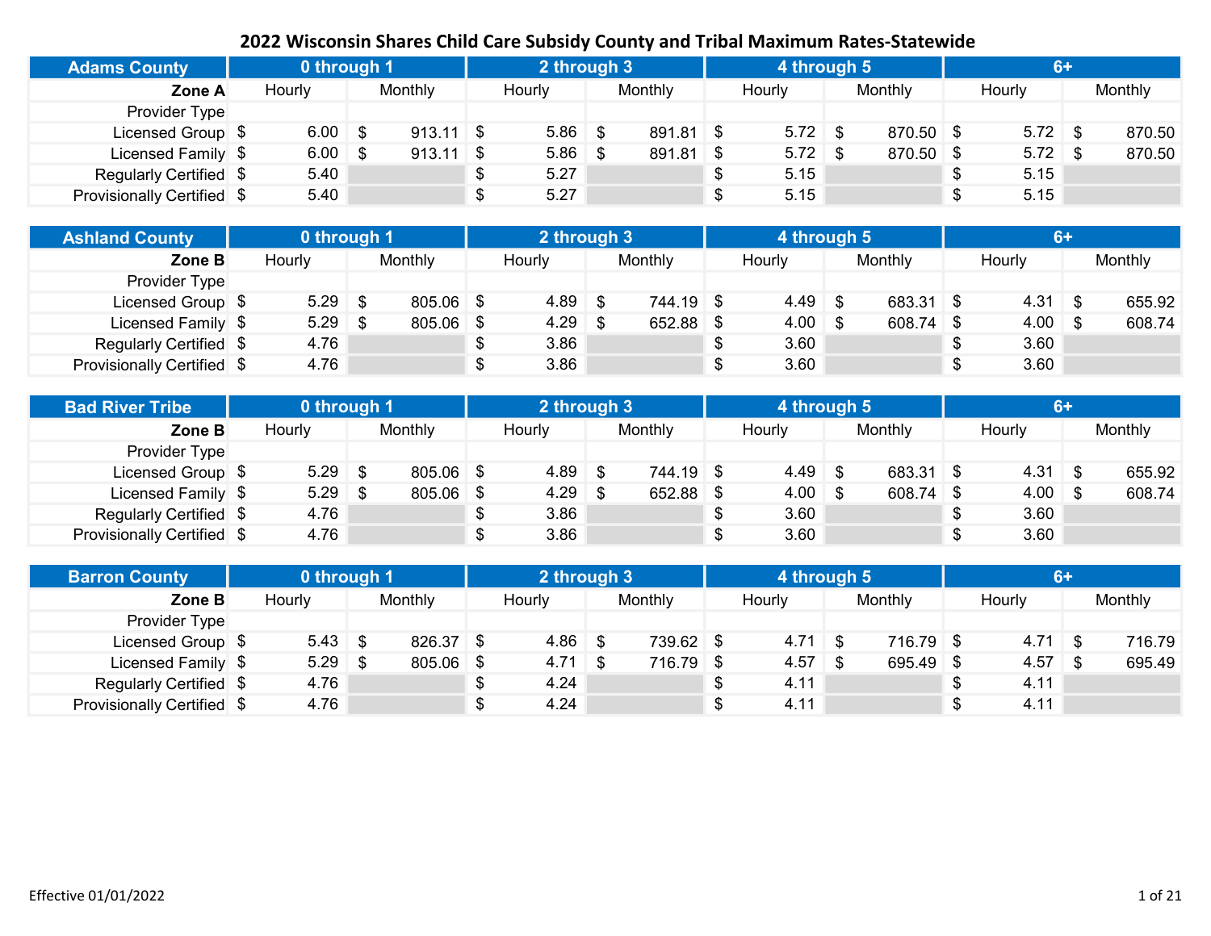# 2022 Wisconsin Shares Child Care Subsidy County and Tribal Maximum Rates-Statewide

| Adams County | 0 through 1 | | 2 through 3 | | 4 through 5 | | 6+ | |
|---|---|---|---|---|---|---|---|---|
| Zone A | Hourly | Monthly | Hourly | Monthly | Hourly | Monthly | Hourly | Monthly |
| Provider Type | | | | | | | | |
| Licensed Group | $ 6.00 | $ 913.11 | $ 5.86 | $ 891.81 | $ 5.72 | $ 870.50 | $ 5.72 | $ 870.50 |
| Licensed Family | $ 6.00 | $ 913.11 | $ 5.86 | $ 891.81 | $ 5.72 | $ 870.50 | $ 5.72 | $ 870.50 |
| Regularly Certified | $ 5.40 | | $ 5.27 | | $ 5.15 | | $ 5.15 | |
| Provisionally Certified | $ 5.40 | | $ 5.27 | | $ 5.15 | | $ 5.15 | |

| Ashland County | 0 through 1 | | 2 through 3 | | 4 through 5 | | 6+ | |
|---|---|---|---|---|---|---|---|---|
| Zone B | Hourly | Monthly | Hourly | Monthly | Hourly | Monthly | Hourly | Monthly |
| Provider Type | | | | | | | | |
| Licensed Group | $ 5.29 | $ 805.06 | $ 4.89 | $ 744.19 | $ 4.49 | $ 683.31 | $ 4.31 | $ 655.92 |
| Licensed Family | $ 5.29 | $ 805.06 | $ 4.29 | $ 652.88 | $ 4.00 | $ 608.74 | $ 4.00 | $ 608.74 |
| Regularly Certified | $ 4.76 | | $ 3.86 | | $ 3.60 | | $ 3.60 | |
| Provisionally Certified | $ 4.76 | | $ 3.86 | | $ 3.60 | | $ 3.60 | |

| Bad River Tribe | 0 through 1 | | 2 through 3 | | 4 through 5 | | 6+ | |
|---|---|---|---|---|---|---|---|---|
| Zone B | Hourly | Monthly | Hourly | Monthly | Hourly | Monthly | Hourly | Monthly |
| Provider Type | | | | | | | | |
| Licensed Group | $ 5.29 | $ 805.06 | $ 4.89 | $ 744.19 | $ 4.49 | $ 683.31 | $ 4.31 | $ 655.92 |
| Licensed Family | $ 5.29 | $ 805.06 | $ 4.29 | $ 652.88 | $ 4.00 | $ 608.74 | $ 4.00 | $ 608.74 |
| Regularly Certified | $ 4.76 | | $ 3.86 | | $ 3.60 | | $ 3.60 | |
| Provisionally Certified | $ 4.76 | | $ 3.86 | | $ 3.60 | | $ 3.60 | |

| Barron County | 0 through 1 | | 2 through 3 | | 4 through 5 | | 6+ | |
|---|---|---|---|---|---|---|---|---|
| Zone B | Hourly | Monthly | Hourly | Monthly | Hourly | Monthly | Hourly | Monthly |
| Provider Type | | | | | | | | |
| Licensed Group | $ 5.43 | $ 826.37 | $ 4.86 | $ 739.62 | $ 4.71 | $ 716.79 | $ 4.71 | $ 716.79 |
| Licensed Family | $ 5.29 | $ 805.06 | $ 4.71 | $ 716.79 | $ 4.57 | $ 695.49 | $ 4.57 | $ 695.49 |
| Regularly Certified | $ 4.76 | | $ 4.24 | | $ 4.11 | | $ 4.11 | |
| Provisionally Certified | $ 4.76 | | $ 4.24 | | $ 4.11 | | $ 4.11 | |

Effective 01/01/2022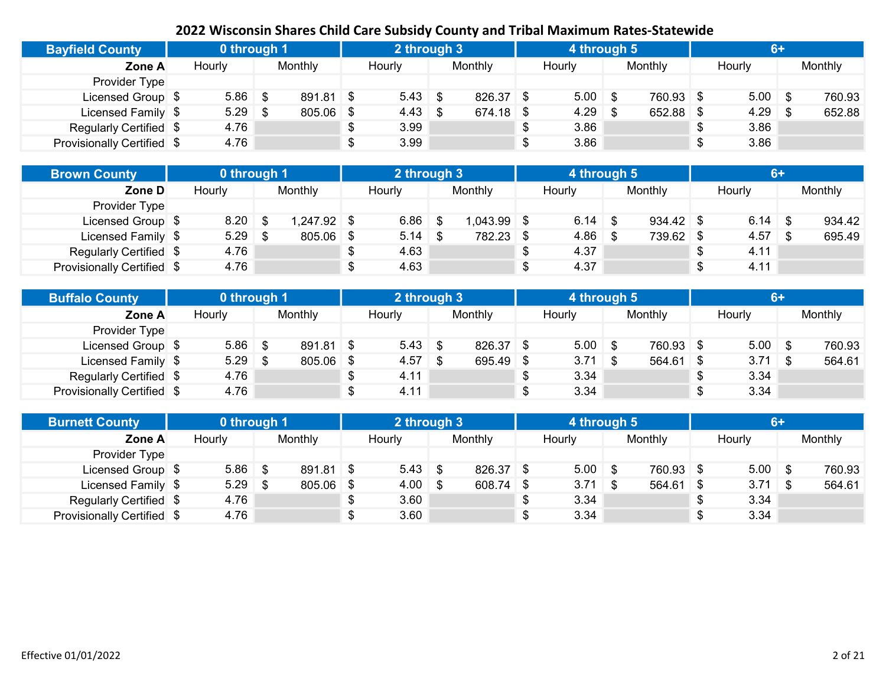## 2022 Wisconsin Shares Child Care Subsidy County and Tribal Maximum Rates-Statewide

| Bayfield County | 0 through 1 | | 2 through 3 | | 4 through 5 | | 6+ | |
|---|---|---|---|---|---|---|---|---|
| Zone A | Hourly | Monthly | Hourly | Monthly | Hourly | Monthly | Hourly | Monthly |
| Provider Type | | | | | | | | |
| Licensed Group | $ 5.86 | $ 891.81 | $ 5.43 | $ 826.37 | $ 5.00 | $ 760.93 | $ 5.00 | $ 760.93 |
| Licensed Family | $ 5.29 | $ 805.06 | $ 4.43 | $ 674.18 | $ 4.29 | $ 652.88 | $ 4.29 | $ 652.88 |
| Regularly Certified | $ 4.76 | | $ 3.99 | | $ 3.86 | | $ 3.86 | |
| Provisionally Certified | $ 4.76 | | $ 3.99 | | $ 3.86 | | $ 3.86 | |

| Brown County | 0 through 1 | | 2 through 3 | | 4 through 5 | | 6+ | |
|---|---|---|---|---|---|---|---|---|
| Zone D | Hourly | Monthly | Hourly | Monthly | Hourly | Monthly | Hourly | Monthly |
| Provider Type | | | | | | | | |
| Licensed Group | $ 8.20 | $ 1,247.92 | $ 6.86 | $ 1,043.99 | $ 6.14 | $ 934.42 | $ 6.14 | $ 934.42 |
| Licensed Family | $ 5.29 | $ 805.06 | $ 5.14 | $ 782.23 | $ 4.86 | $ 739.62 | $ 4.57 | $ 695.49 |
| Regularly Certified | $ 4.76 | | $ 4.63 | | $ 4.37 | | $ 4.11 | |
| Provisionally Certified | $ 4.76 | | $ 4.63 | | $ 4.37 | | $ 4.11 | |

| Buffalo County | 0 through 1 | | 2 through 3 | | 4 through 5 | | 6+ | |
|---|---|---|---|---|---|---|---|---|
| Zone A | Hourly | Monthly | Hourly | Monthly | Hourly | Monthly | Hourly | Monthly |
| Provider Type | | | | | | | | |
| Licensed Group | $ 5.86 | $ 891.81 | $ 5.43 | $ 826.37 | $ 5.00 | $ 760.93 | $ 5.00 | $ 760.93 |
| Licensed Family | $ 5.29 | $ 805.06 | $ 4.57 | $ 695.49 | $ 3.71 | $ 564.61 | $ 3.71 | $ 564.61 |
| Regularly Certified | $ 4.76 | | $ 4.11 | | $ 3.34 | | $ 3.34 | |
| Provisionally Certified | $ 4.76 | | $ 4.11 | | $ 3.34 | | $ 3.34 | |

| Burnett County | 0 through 1 | | 2 through 3 | | 4 through 5 | | 6+ | |
|---|---|---|---|---|---|---|---|---|
| Zone A | Hourly | Monthly | Hourly | Monthly | Hourly | Monthly | Hourly | Monthly |
| Provider Type | | | | | | | | |
| Licensed Group | $ 5.86 | $ 891.81 | $ 5.43 | $ 826.37 | $ 5.00 | $ 760.93 | $ 5.00 | $ 760.93 |
| Licensed Family | $ 5.29 | $ 805.06 | $ 4.00 | $ 608.74 | $ 3.71 | $ 564.61 | $ 3.71 | $ 564.61 |
| Regularly Certified | $ 4.76 | | $ 3.60 | | $ 3.34 | | $ 3.34 | |
| Provisionally Certified | $ 4.76 | | $ 3.60 | | $ 3.34 | | $ 3.34 | |

Effective 01/01/2022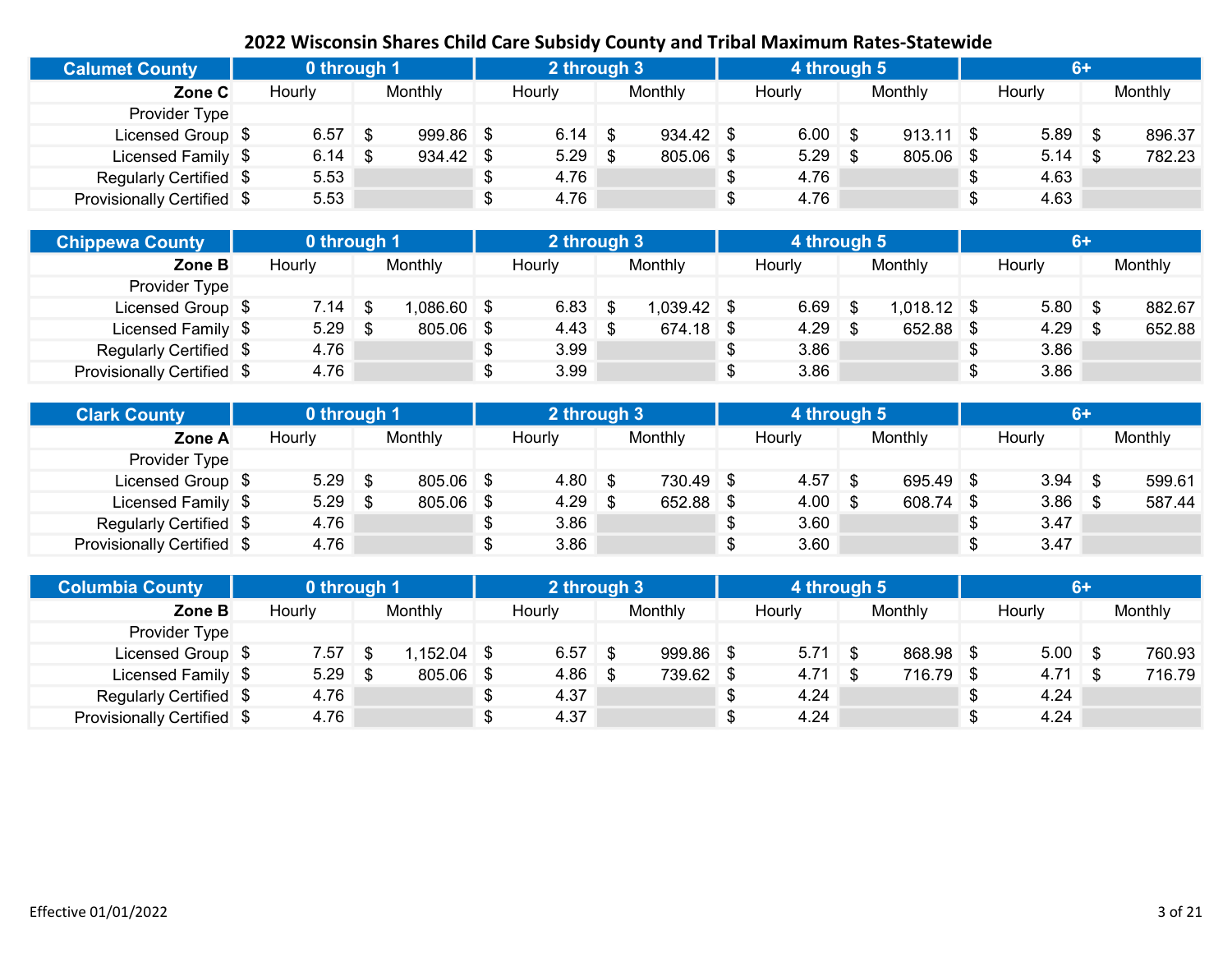# 2022 Wisconsin Shares Child Care Subsidy County and Tribal Maximum Rates-Statewide

| Calumet County | 0 through 1 | | 2 through 3 | | 4 through 5 | | 6+ | |
|---|---|---|---|---|---|---|---|---|
| Zone C | Hourly | Monthly | Hourly | Monthly | Hourly | Monthly | Hourly | Monthly |
| Provider Type | | | | | | | | |
| Licensed Group | $ 6.57 | $ 999.86 | $ 6.14 | $ 934.42 | $ 6.00 | $ 913.11 | $ 5.89 | $ 896.37 |
| Licensed Family | $ 6.14 | $ 934.42 | $ 5.29 | $ 805.06 | $ 5.29 | $ 805.06 | $ 5.14 | $ 782.23 |
| Regularly Certified | $ 5.53 | | $ 4.76 | | $ 4.76 | | $ 4.63 | |
| Provisionally Certified | $ 5.53 | | $ 4.76 | | $ 4.76 | | $ 4.63 | |

| Chippewa County | 0 through 1 | | 2 through 3 | | 4 through 5 | | 6+ | |
|---|---|---|---|---|---|---|---|---|
| Zone B | Hourly | Monthly | Hourly | Monthly | Hourly | Monthly | Hourly | Monthly |
| Provider Type | | | | | | | | |
| Licensed Group | $ 7.14 | $ 1,086.60 | $ 6.83 | $ 1,039.42 | $ 6.69 | $ 1,018.12 | $ 5.80 | $ 882.67 |
| Licensed Family | $ 5.29 | $ 805.06 | $ 4.43 | $ 674.18 | $ 4.29 | $ 652.88 | $ 4.29 | $ 652.88 |
| Regularly Certified | $ 4.76 | | $ 3.99 | | $ 3.86 | | $ 3.86 | |
| Provisionally Certified | $ 4.76 | | $ 3.99 | | $ 3.86 | | $ 3.86 | |

| Clark County | 0 through 1 | | 2 through 3 | | 4 through 5 | | 6+ | |
|---|---|---|---|---|---|---|---|---|
| Zone A | Hourly | Monthly | Hourly | Monthly | Hourly | Monthly | Hourly | Monthly |
| Provider Type | | | | | | | | |
| Licensed Group | $ 5.29 | $ 805.06 | $ 4.80 | $ 730.49 | $ 4.57 | $ 695.49 | $ 3.94 | $ 599.61 |
| Licensed Family | $ 5.29 | $ 805.06 | $ 4.29 | $ 652.88 | $ 4.00 | $ 608.74 | $ 3.86 | $ 587.44 |
| Regularly Certified | $ 4.76 | | $ 3.86 | | $ 3.60 | | $ 3.47 | |
| Provisionally Certified | $ 4.76 | | $ 3.86 | | $ 3.60 | | $ 3.47 | |

| Columbia County | 0 through 1 | | 2 through 3 | | 4 through 5 | | 6+ | |
|---|---|---|---|---|---|---|---|---|
| Zone B | Hourly | Monthly | Hourly | Monthly | Hourly | Monthly | Hourly | Monthly |
| Provider Type | | | | | | | | |
| Licensed Group | $ 7.57 | $ 1,152.04 | $ 6.57 | $ 999.86 | $ 5.71 | $ 868.98 | $ 5.00 | $ 760.93 |
| Licensed Family | $ 5.29 | $ 805.06 | $ 4.86 | $ 739.62 | $ 4.71 | $ 716.79 | $ 4.71 | $ 716.79 |
| Regularly Certified | $ 4.76 | | $ 4.37 | | $ 4.24 | | $ 4.24 | |
| Provisionally Certified | $ 4.76 | | $ 4.37 | | $ 4.24 | | $ 4.24 | |

Effective 01/01/2022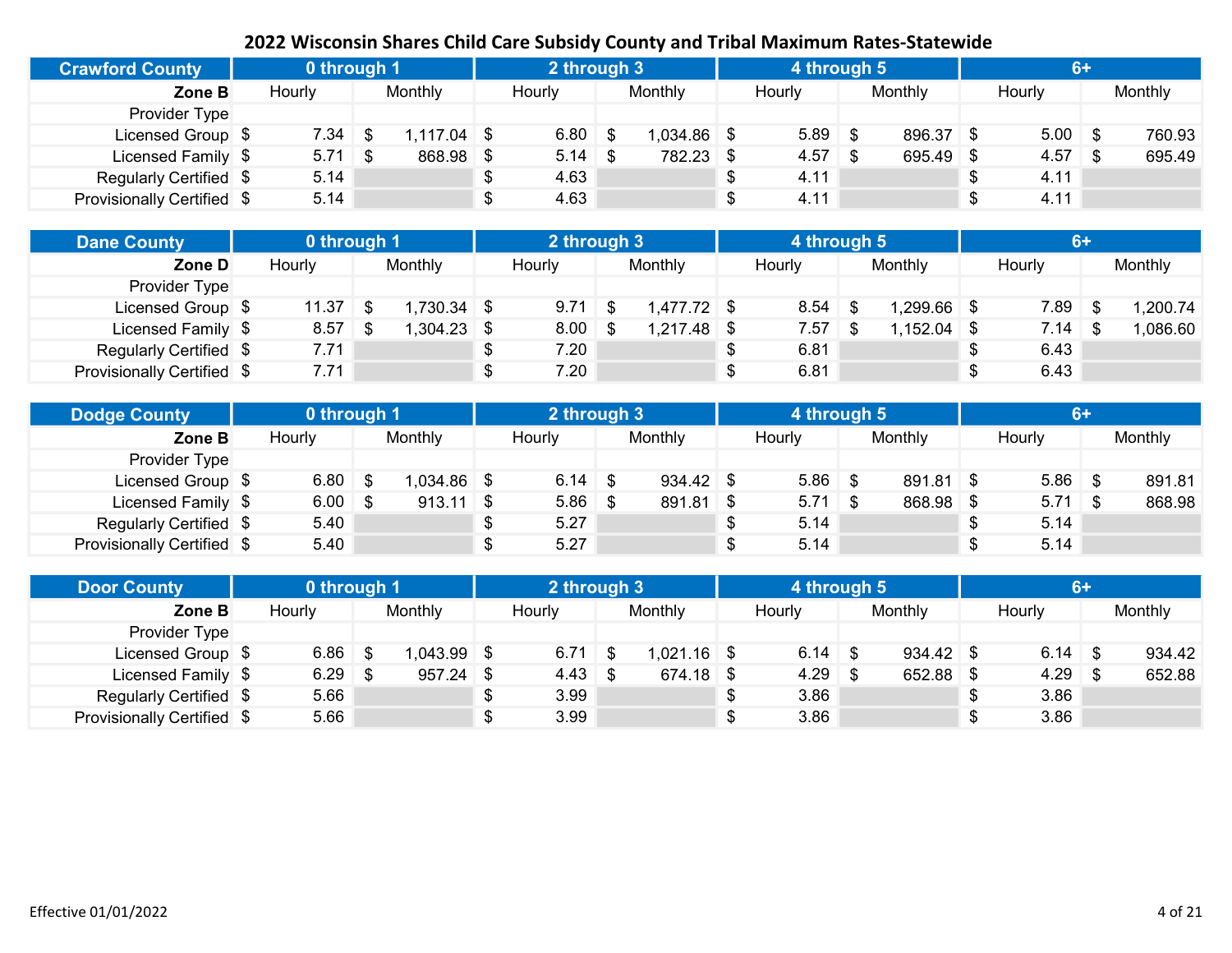# 2022 Wisconsin Shares Child Care Subsidy County and Tribal Maximum Rates-Statewide

| Crawford County | 0 through 1 | | 2 through 3 | | 4 through 5 | | 6+ | |
|---|---|---|---|---|---|---|---|---|
| Zone B | Hourly | Monthly | Hourly | Monthly | Hourly | Monthly | Hourly | Monthly |
| Provider Type | | | | | | | | |
| Licensed Group | $ 7.34 | $ 1,117.04 | $ 6.80 | $ 1,034.86 | $ 5.89 | $ 896.37 | $ 5.00 | $ 760.93 |
| Licensed Family | $ 5.71 | $ 868.98 | $ 5.14 | $ 782.23 | $ 4.57 | $ 695.49 | $ 4.57 | $ 695.49 |
| Regularly Certified | $ 5.14 | | $ 4.63 | | $ 4.11 | | $ 4.11 | |
| Provisionally Certified | $ 5.14 | | $ 4.63 | | $ 4.11 | | $ 4.11 | |

| Dane County | 0 through 1 | | 2 through 3 | | 4 through 5 | | 6+ | |
|---|---|---|---|---|---|---|---|---|
| Zone D | Hourly | Monthly | Hourly | Monthly | Hourly | Monthly | Hourly | Monthly |
| Provider Type | | | | | | | | |
| Licensed Group | $ 11.37 | $ 1,730.34 | $ 9.71 | $ 1,477.72 | $ 8.54 | $ 1,299.66 | $ 7.89 | $ 1,200.74 |
| Licensed Family | $ 8.57 | $ 1,304.23 | $ 8.00 | $ 1,217.48 | $ 7.57 | $ 1,152.04 | $ 7.14 | $ 1,086.60 |
| Regularly Certified | $ 7.71 | | $ 7.20 | | $ 6.81 | | $ 6.43 | |
| Provisionally Certified | $ 7.71 | | $ 7.20 | | $ 6.81 | | $ 6.43 | |

| Dodge County | 0 through 1 | | 2 through 3 | | 4 through 5 | | 6+ | |
|---|---|---|---|---|---|---|---|---|
| Zone B | Hourly | Monthly | Hourly | Monthly | Hourly | Monthly | Hourly | Monthly |
| Provider Type | | | | | | | | |
| Licensed Group | $ 6.80 | $ 1,034.86 | $ 6.14 | $ 934.42 | $ 5.86 | $ 891.81 | $ 5.86 | $ 891.81 |
| Licensed Family | $ 6.00 | $ 913.11 | $ 5.86 | $ 891.81 | $ 5.71 | $ 868.98 | $ 5.71 | $ 868.98 |
| Regularly Certified | $ 5.40 | | $ 5.27 | | $ 5.14 | | $ 5.14 | |
| Provisionally Certified | $ 5.40 | | $ 5.27 | | $ 5.14 | | $ 5.14 | |

| Door County | 0 through 1 | | 2 through 3 | | 4 through 5 | | 6+ | |
|---|---|---|---|---|---|---|---|---|
| Zone B | Hourly | Monthly | Hourly | Monthly | Hourly | Monthly | Hourly | Monthly |
| Provider Type | | | | | | | | |
| Licensed Group | $ 6.86 | $ 1,043.99 | $ 6.71 | $ 1,021.16 | $ 6.14 | $ 934.42 | $ 6.14 | $ 934.42 |
| Licensed Family | $ 6.29 | $ 957.24 | $ 4.43 | $ 674.18 | $ 4.29 | $ 652.88 | $ 4.29 | $ 652.88 |
| Regularly Certified | $ 5.66 | | $ 3.99 | | $ 3.86 | | $ 3.86 | |
| Provisionally Certified | $ 5.66 | | $ 3.99 | | $ 3.86 | | $ 3.86 | |

Effective 01/01/2022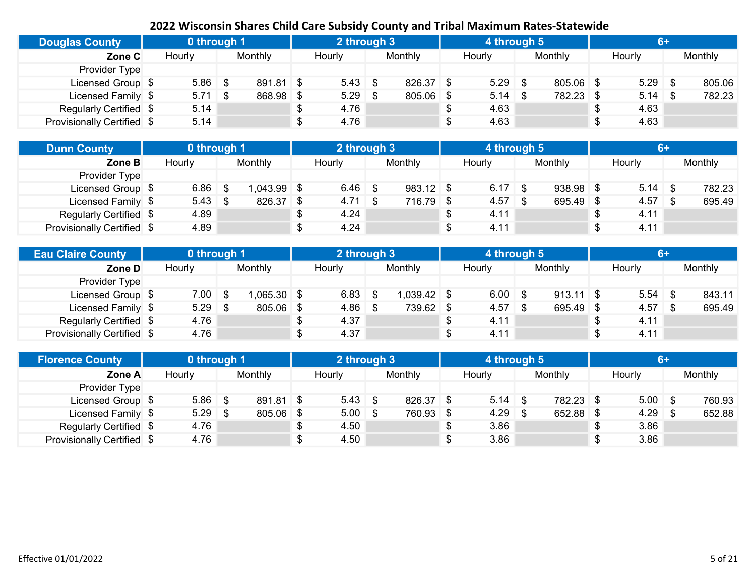# 2022 Wisconsin Shares Child Care Subsidy County and Tribal Maximum Rates-Statewide

| Douglas County | 0 through 1 | | 2 through 3 | | 4 through 5 | | 6+ | |
|---|---|---|---|---|---|---|---|---|
| Zone C | Hourly | Monthly | Hourly | Monthly | Hourly | Monthly | Hourly | Monthly |
| Provider Type | | | | | | | | |
| Licensed Group | $ 5.86 | $ 891.81 | $ 5.43 | $ 826.37 | $ 5.29 | $ 805.06 | $ 5.29 | $ 805.06 |
| Licensed Family | $ 5.71 | $ 868.98 | $ 5.29 | $ 805.06 | $ 5.14 | $ 782.23 | $ 5.14 | $ 782.23 |
| Regularly Certified | $ 5.14 | | $ 4.76 | | $ 4.63 | | $ 4.63 | |
| Provisionally Certified | $ 5.14 | | $ 4.76 | | $ 4.63 | | $ 4.63 | |

| Dunn County | 0 through 1 | | 2 through 3 | | 4 through 5 | | 6+ | |
|---|---|---|---|---|---|---|---|---|
| Zone B | Hourly | Monthly | Hourly | Monthly | Hourly | Monthly | Hourly | Monthly |
| Provider Type | | | | | | | | |
| Licensed Group | $ 6.86 | $ 1,043.99 | $ 6.46 | $ 983.12 | $ 6.17 | $ 938.98 | $ 5.14 | $ 782.23 |
| Licensed Family | $ 5.43 | $ 826.37 | $ 4.71 | $ 716.79 | $ 4.57 | $ 695.49 | $ 4.57 | $ 695.49 |
| Regularly Certified | $ 4.89 | | $ 4.24 | | $ 4.11 | | $ 4.11 | |
| Provisionally Certified | $ 4.89 | | $ 4.24 | | $ 4.11 | | $ 4.11 | |

| Eau Claire County | 0 through 1 | | 2 through 3 | | 4 through 5 | | 6+ | |
|---|---|---|---|---|---|---|---|---|
| Zone D | Hourly | Monthly | Hourly | Monthly | Hourly | Monthly | Hourly | Monthly |
| Provider Type | | | | | | | | |
| Licensed Group | $ 7.00 | $ 1,065.30 | $ 6.83 | $ 1,039.42 | $ 6.00 | $ 913.11 | $ 5.54 | $ 843.11 |
| Licensed Family | $ 5.29 | $ 805.06 | $ 4.86 | $ 739.62 | $ 4.57 | $ 695.49 | $ 4.57 | $ 695.49 |
| Regularly Certified | $ 4.76 | | $ 4.37 | | $ 4.11 | | $ 4.11 | |
| Provisionally Certified | $ 4.76 | | $ 4.37 | | $ 4.11 | | $ 4.11 | |

| Florence County | 0 through 1 | | 2 through 3 | | 4 through 5 | | 6+ | |
|---|---|---|---|---|---|---|---|---|
| Zone A | Hourly | Monthly | Hourly | Monthly | Hourly | Monthly | Hourly | Monthly |
| Provider Type | | | | | | | | |
| Licensed Group | $ 5.86 | $ 891.81 | $ 5.43 | $ 826.37 | $ 5.14 | $ 782.23 | $ 5.00 | $ 760.93 |
| Licensed Family | $ 5.29 | $ 805.06 | $ 5.00 | $ 760.93 | $ 4.29 | $ 652.88 | $ 4.29 | $ 652.88 |
| Regularly Certified | $ 4.76 | | $ 4.50 | | $ 3.86 | | $ 3.86 | |
| Provisionally Certified | $ 4.76 | | $ 4.50 | | $ 3.86 | | $ 3.86 | |

Effective 01/01/2022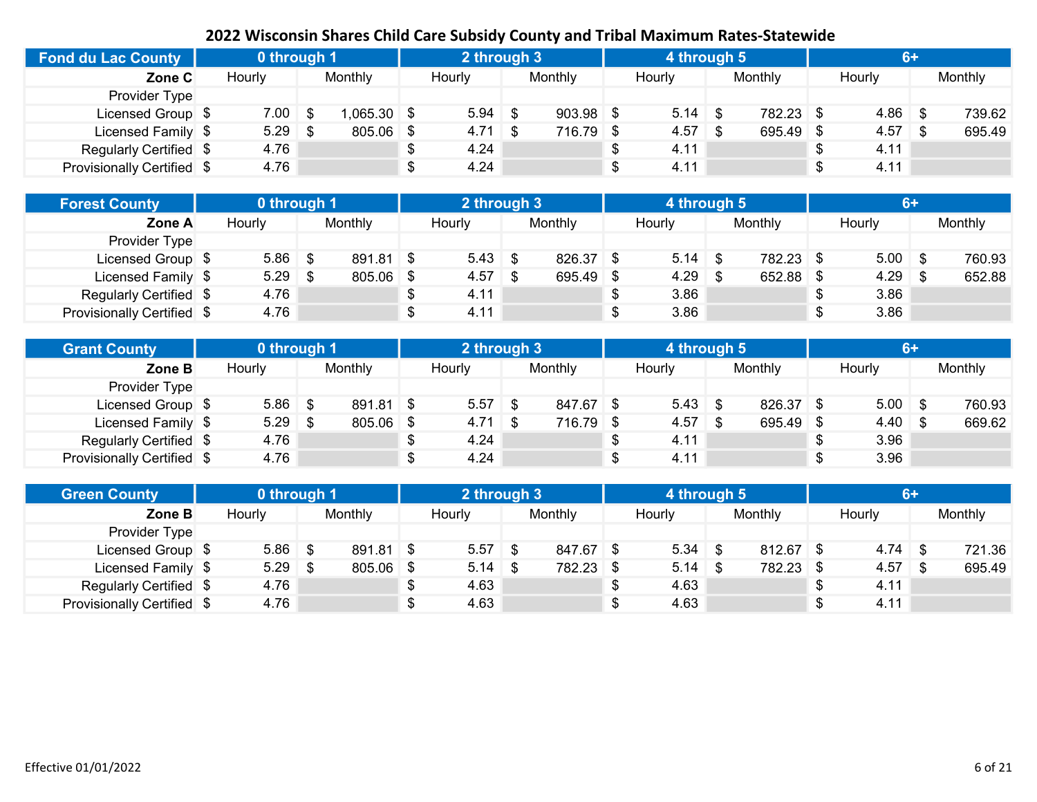## 2022 Wisconsin Shares Child Care Subsidy County and Tribal Maximum Rates-Statewide

| Fond du Lac County | 0 through 1 | | 2 through 3 | | 4 through 5 | | 6+ | |
|---|---|---|---|---|---|---|---|---|
| **Zone C** | Hourly | Monthly | Hourly | Monthly | Hourly | Monthly | Hourly | Monthly |
| Provider Type | | | | | | | | |
| Licensed Group | $ 7.00 | $ 1,065.30 | $ 5.94 | $ 903.98 | $ 5.14 | $ 782.23 | $ 4.86 | $ 739.62 |
| Licensed Family | $ 5.29 | $ 805.06 | $ 4.71 | $ 716.79 | $ 4.57 | $ 695.49 | $ 4.57 | $ 695.49 |
| Regularly Certified | $ 4.76 | | $ 4.24 | | $ 4.11 | | $ 4.11 | |
| Provisionally Certified | $ 4.76 | | $ 4.24 | | $ 4.11 | | $ 4.11 | |

| Forest County | 0 through 1 | | 2 through 3 | | 4 through 5 | | 6+ | |
|---|---|---|---|---|---|---|---|---|
| **Zone A** | Hourly | Monthly | Hourly | Monthly | Hourly | Monthly | Hourly | Monthly |
| Provider Type | | | | | | | | |
| Licensed Group | $ 5.86 | $ 891.81 | $ 5.43 | $ 826.37 | $ 5.14 | $ 782.23 | $ 5.00 | $ 760.93 |
| Licensed Family | $ 5.29 | $ 805.06 | $ 4.57 | $ 695.49 | $ 4.29 | $ 652.88 | $ 4.29 | $ 652.88 |
| Regularly Certified | $ 4.76 | | $ 4.11 | | $ 3.86 | | $ 3.86 | |
| Provisionally Certified | $ 4.76 | | $ 4.11 | | $ 3.86 | | $ 3.86 | |

| Grant County | 0 through 1 | | 2 through 3 | | 4 through 5 | | 6+ | |
|---|---|---|---|---|---|---|---|---|
| **Zone B** | Hourly | Monthly | Hourly | Monthly | Hourly | Monthly | Hourly | Monthly |
| Provider Type | | | | | | | | |
| Licensed Group | $ 5.86 | $ 891.81 | $ 5.57 | $ 847.67 | $ 5.43 | $ 826.37 | $ 5.00 | $ 760.93 |
| Licensed Family | $ 5.29 | $ 805.06 | $ 4.71 | $ 716.79 | $ 4.57 | $ 695.49 | $ 4.40 | $ 669.62 |
| Regularly Certified | $ 4.76 | | $ 4.24 | | $ 4.11 | | $ 3.96 | |
| Provisionally Certified | $ 4.76 | | $ 4.24 | | $ 4.11 | | $ 3.96 | |

| Green County | 0 through 1 | | 2 through 3 | | 4 through 5 | | 6+ | |
|---|---|---|---|---|---|---|---|---|
| **Zone B** | Hourly | Monthly | Hourly | Monthly | Hourly | Monthly | Hourly | Monthly |
| Provider Type | | | | | | | | |
| Licensed Group | $ 5.86 | $ 891.81 | $ 5.57 | $ 847.67 | $ 5.34 | $ 812.67 | $ 4.74 | $ 721.36 |
| Licensed Family | $ 5.29 | $ 805.06 | $ 5.14 | $ 782.23 | $ 5.14 | $ 782.23 | $ 4.57 | $ 695.49 |
| Regularly Certified | $ 4.76 | | $ 4.63 | | $ 4.63 | | $ 4.11 | |
| Provisionally Certified | $ 4.76 | | $ 4.63 | | $ 4.63 | | $ 4.11 | |

Effective 01/01/2022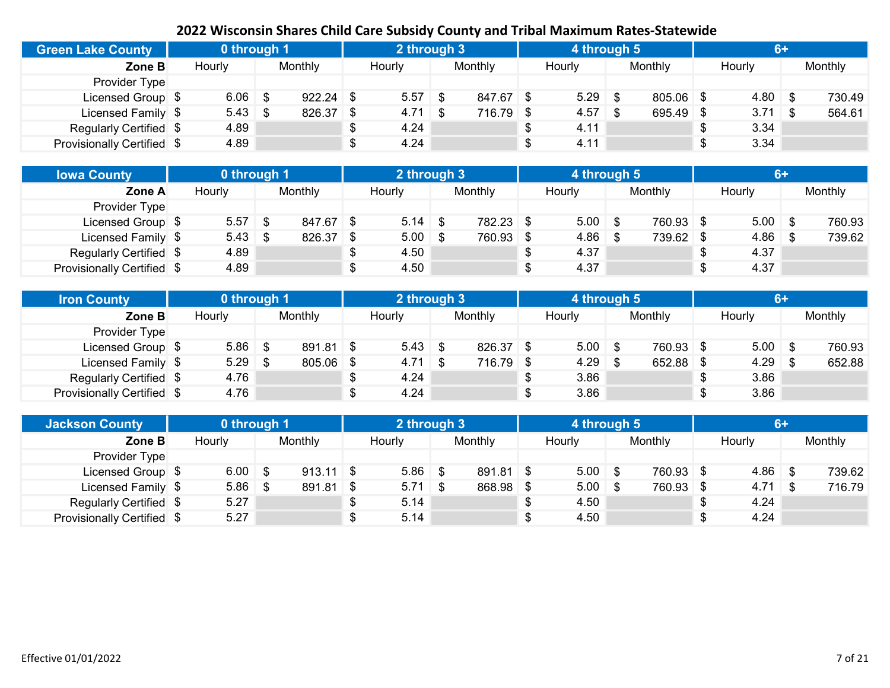# 2022 Wisconsin Shares Child Care Subsidy County and Tribal Maximum Rates-Statewide

| Green Lake County | 0 through 1 | | 2 through 3 | | 4 through 5 | | 6+ | |
|---|---|---|---|---|---|---|---|---|
| Zone B | Hourly | Monthly | Hourly | Monthly | Hourly | Monthly | Hourly | Monthly |
| Provider Type | | | | | | | | |
| Licensed Group | $ 6.06 | $ 922.24 | $ 5.57 | $ 847.67 | $ 5.29 | $ 805.06 | $ 4.80 | $ 730.49 |
| Licensed Family | $ 5.43 | $ 826.37 | $ 4.71 | $ 716.79 | $ 4.57 | $ 695.49 | $ 3.71 | $ 564.61 |
| Regularly Certified | $ 4.89 | | $ 4.24 | | $ 4.11 | | $ 3.34 | |
| Provisionally Certified | $ 4.89 | | $ 4.24 | | $ 4.11 | | $ 3.34 | |

| Iowa County | 0 through 1 | | 2 through 3 | | 4 through 5 | | 6+ | |
|---|---|---|---|---|---|---|---|---|
| Zone A | Hourly | Monthly | Hourly | Monthly | Hourly | Monthly | Hourly | Monthly |
| Provider Type | | | | | | | | |
| Licensed Group | $ 5.57 | $ 847.67 | $ 5.14 | $ 782.23 | $ 5.00 | $ 760.93 | $ 5.00 | $ 760.93 |
| Licensed Family | $ 5.43 | $ 826.37 | $ 5.00 | $ 760.93 | $ 4.86 | $ 739.62 | $ 4.86 | $ 739.62 |
| Regularly Certified | $ 4.89 | | $ 4.50 | | $ 4.37 | | $ 4.37 | |
| Provisionally Certified | $ 4.89 | | $ 4.50 | | $ 4.37 | | $ 4.37 | |

| Iron County | 0 through 1 | | 2 through 3 | | 4 through 5 | | 6+ | |
|---|---|---|---|---|---|---|---|---|
| Zone B | Hourly | Monthly | Hourly | Monthly | Hourly | Monthly | Hourly | Monthly |
| Provider Type | | | | | | | | |
| Licensed Group | $ 5.86 | $ 891.81 | $ 5.43 | $ 826.37 | $ 5.00 | $ 760.93 | $ 5.00 | $ 760.93 |
| Licensed Family | $ 5.29 | $ 805.06 | $ 4.71 | $ 716.79 | $ 4.29 | $ 652.88 | $ 4.29 | $ 652.88 |
| Regularly Certified | $ 4.76 | | $ 4.24 | | $ 3.86 | | $ 3.86 | |
| Provisionally Certified | $ 4.76 | | $ 4.24 | | $ 3.86 | | $ 3.86 | |

| Jackson County | 0 through 1 | | 2 through 3 | | 4 through 5 | | 6+ | |
|---|---|---|---|---|---|---|---|---|
| Zone B | Hourly | Monthly | Hourly | Monthly | Hourly | Monthly | Hourly | Monthly |
| Provider Type | | | | | | | | |
| Licensed Group | $ 6.00 | $ 913.11 | $ 5.86 | $ 891.81 | $ 5.00 | $ 760.93 | $ 4.86 | $ 739.62 |
| Licensed Family | $ 5.86 | $ 891.81 | $ 5.71 | $ 868.98 | $ 5.00 | $ 760.93 | $ 4.71 | $ 716.79 |
| Regularly Certified | $ 5.27 | | $ 5.14 | | $ 4.50 | | $ 4.24 | |
| Provisionally Certified | $ 5.27 | | $ 5.14 | | $ 4.50 | | $ 4.24 | |

Effective 01/01/2022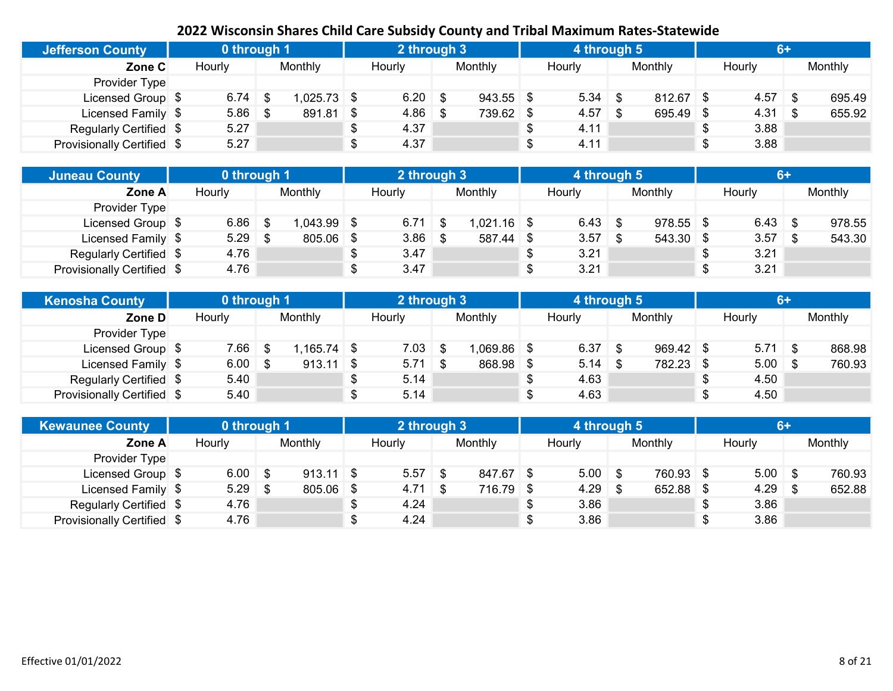# 2022 Wisconsin Shares Child Care Subsidy County and Tribal Maximum Rates-Statewide

| Jefferson County | 0 through 1 | | 2 through 3 | | 4 through 5 | | 6+ | |
|---|---|---|---|---|---|---|---|---|
| Zone C | Hourly | Monthly | Hourly | Monthly | Hourly | Monthly | Hourly | Monthly |
| Provider Type | | | | | | | | |
| Licensed Group | $ 6.74 | $ 1,025.73 | $ 6.20 | $ 943.55 | $ 5.34 | $ 812.67 | $ 4.57 | $ 695.49 |
| Licensed Family | $ 5.86 | $ 891.81 | $ 4.86 | $ 739.62 | $ 4.57 | $ 695.49 | $ 4.31 | $ 655.92 |
| Regularly Certified | $ 5.27 | | $ 4.37 | | $ 4.11 | | $ 3.88 | |
| Provisionally Certified | $ 5.27 | | $ 4.37 | | $ 4.11 | | $ 3.88 | |

| Juneau County | 0 through 1 | | 2 through 3 | | 4 through 5 | | 6+ | |
|---|---|---|---|---|---|---|---|---|
| Zone A | Hourly | Monthly | Hourly | Monthly | Hourly | Monthly | Hourly | Monthly |
| Provider Type | | | | | | | | |
| Licensed Group | $ 6.86 | $ 1,043.99 | $ 6.71 | $ 1,021.16 | $ 6.43 | $ 978.55 | $ 6.43 | $ 978.55 |
| Licensed Family | $ 5.29 | $ 805.06 | $ 3.86 | $ 587.44 | $ 3.57 | $ 543.30 | $ 3.57 | $ 543.30 |
| Regularly Certified | $ 4.76 | | $ 3.47 | | $ 3.21 | | $ 3.21 | |
| Provisionally Certified | $ 4.76 | | $ 3.47 | | $ 3.21 | | $ 3.21 | |

| Kenosha County | 0 through 1 | | 2 through 3 | | 4 through 5 | | 6+ | |
|---|---|---|---|---|---|---|---|---|
| Zone D | Hourly | Monthly | Hourly | Monthly | Hourly | Monthly | Hourly | Monthly |
| Provider Type | | | | | | | | |
| Licensed Group | $ 7.66 | $ 1,165.74 | $ 7.03 | $ 1,069.86 | $ 6.37 | $ 969.42 | $ 5.71 | $ 868.98 |
| Licensed Family | $ 6.00 | $ 913.11 | $ 5.71 | $ 868.98 | $ 5.14 | $ 782.23 | $ 5.00 | $ 760.93 |
| Regularly Certified | $ 5.40 | | $ 5.14 | | $ 4.63 | | $ 4.50 | |
| Provisionally Certified | $ 5.40 | | $ 5.14 | | $ 4.63 | | $ 4.50 | |

| Kewaunee County | 0 through 1 | | 2 through 3 | | 4 through 5 | | 6+ | |
|---|---|---|---|---|---|---|---|---|
| Zone A | Hourly | Monthly | Hourly | Monthly | Hourly | Monthly | Hourly | Monthly |
| Provider Type | | | | | | | | |
| Licensed Group | $ 6.00 | $ 913.11 | $ 5.57 | $ 847.67 | $ 5.00 | $ 760.93 | $ 5.00 | $ 760.93 |
| Licensed Family | $ 5.29 | $ 805.06 | $ 4.71 | $ 716.79 | $ 4.29 | $ 652.88 | $ 4.29 | $ 652.88 |
| Regularly Certified | $ 4.76 | | $ 4.24 | | $ 3.86 | | $ 3.86 | |
| Provisionally Certified | $ 4.76 | | $ 4.24 | | $ 3.86 | | $ 3.86 | |

Effective 01/01/2022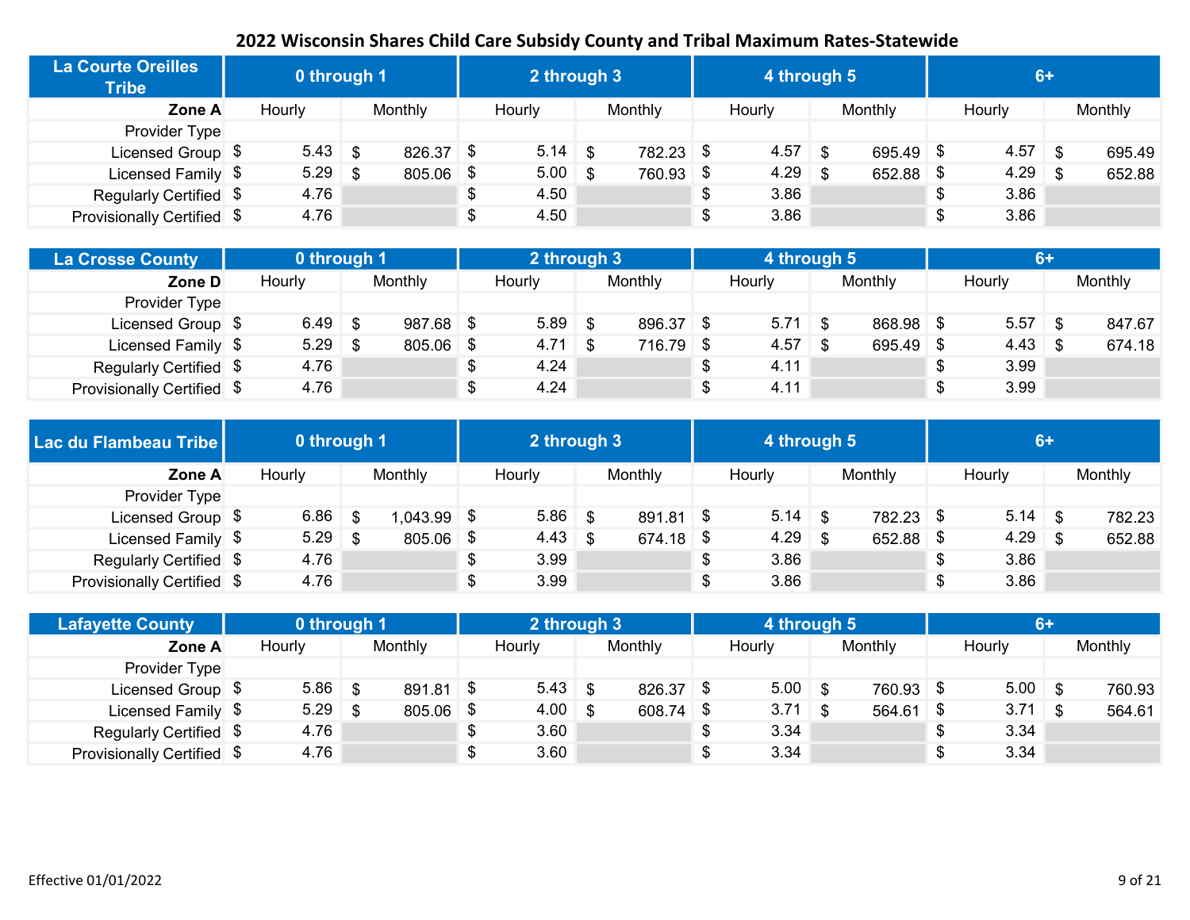## 2022 Wisconsin Shares Child Care Subsidy County and Tribal Maximum Rates-Statewide

| La Courte Oreilles Tribe | 0 through 1 | | 2 through 3 | | 4 through 5 | | 6+ | |
|---|---|---|---|---|---|---|---|---|
| **Zone A** | Hourly | Monthly | Hourly | Monthly | Hourly | Monthly | Hourly | Monthly |
| Provider Type | | | | | | | | |
| Licensed Group | $ 5.43 | $ 826.37 | $ 5.14 | $ 782.23 | $ 4.57 | $ 695.49 | $ 4.57 | $ 695.49 |
| Licensed Family | $ 5.29 | $ 805.06 | $ 5.00 | $ 760.93 | $ 4.29 | $ 652.88 | $ 4.29 | $ 652.88 |
| Regularly Certified | $ 4.76 | | $ 4.50 | | $ 3.86 | | $ 3.86 | |
| Provisionally Certified | $ 4.76 | | $ 4.50 | | $ 3.86 | | $ 3.86 | |

| La Crosse County | 0 through 1 | | 2 through 3 | | 4 through 5 | | 6+ | |
|---|---|---|---|---|---|---|---|---|
| **Zone D** | Hourly | Monthly | Hourly | Monthly | Hourly | Monthly | Hourly | Monthly |
| Provider Type | | | | | | | | |
| Licensed Group | $ 6.49 | $ 987.68 | $ 5.89 | $ 896.37 | $ 5.71 | $ 868.98 | $ 5.57 | $ 847.67 |
| Licensed Family | $ 5.29 | $ 805.06 | $ 4.71 | $ 716.79 | $ 4.57 | $ 695.49 | $ 4.43 | $ 674.18 |
| Regularly Certified | $ 4.76 | | $ 4.24 | | $ 4.11 | | $ 3.99 | |
| Provisionally Certified | $ 4.76 | | $ 4.24 | | $ 4.11 | | $ 3.99 | |

| Lac du Flambeau Tribe | 0 through 1 | | 2 through 3 | | 4 through 5 | | 6+ | |
|---|---|---|---|---|---|---|---|---|
| **Zone A** | Hourly | Monthly | Hourly | Monthly | Hourly | Monthly | Hourly | Monthly |
| Provider Type | | | | | | | | |
| Licensed Group | $ 6.86 | $ 1,043.99 | $ 5.86 | $ 891.81 | $ 5.14 | $ 782.23 | $ 5.14 | $ 782.23 |
| Licensed Family | $ 5.29 | $ 805.06 | $ 4.43 | $ 674.18 | $ 4.29 | $ 652.88 | $ 4.29 | $ 652.88 |
| Regularly Certified | $ 4.76 | | $ 3.99 | | $ 3.86 | | $ 3.86 | |
| Provisionally Certified | $ 4.76 | | $ 3.99 | | $ 3.86 | | $ 3.86 | |

| Lafayette County | 0 through 1 | | 2 through 3 | | 4 through 5 | | 6+ | |
|---|---|---|---|---|---|---|---|---|
| **Zone A** | Hourly | Monthly | Hourly | Monthly | Hourly | Monthly | Hourly | Monthly |
| Provider Type | | | | | | | | |
| Licensed Group | $ 5.86 | $ 891.81 | $ 5.43 | $ 826.37 | $ 5.00 | $ 760.93 | $ 5.00 | $ 760.93 |
| Licensed Family | $ 5.29 | $ 805.06 | $ 4.00 | $ 608.74 | $ 3.71 | $ 564.61 | $ 3.71 | $ 564.61 |
| Regularly Certified | $ 4.76 | | $ 3.60 | | $ 3.34 | | $ 3.34 | |
| Provisionally Certified | $ 4.76 | | $ 3.60 | | $ 3.34 | | $ 3.34 | |

Effective 01/01/2022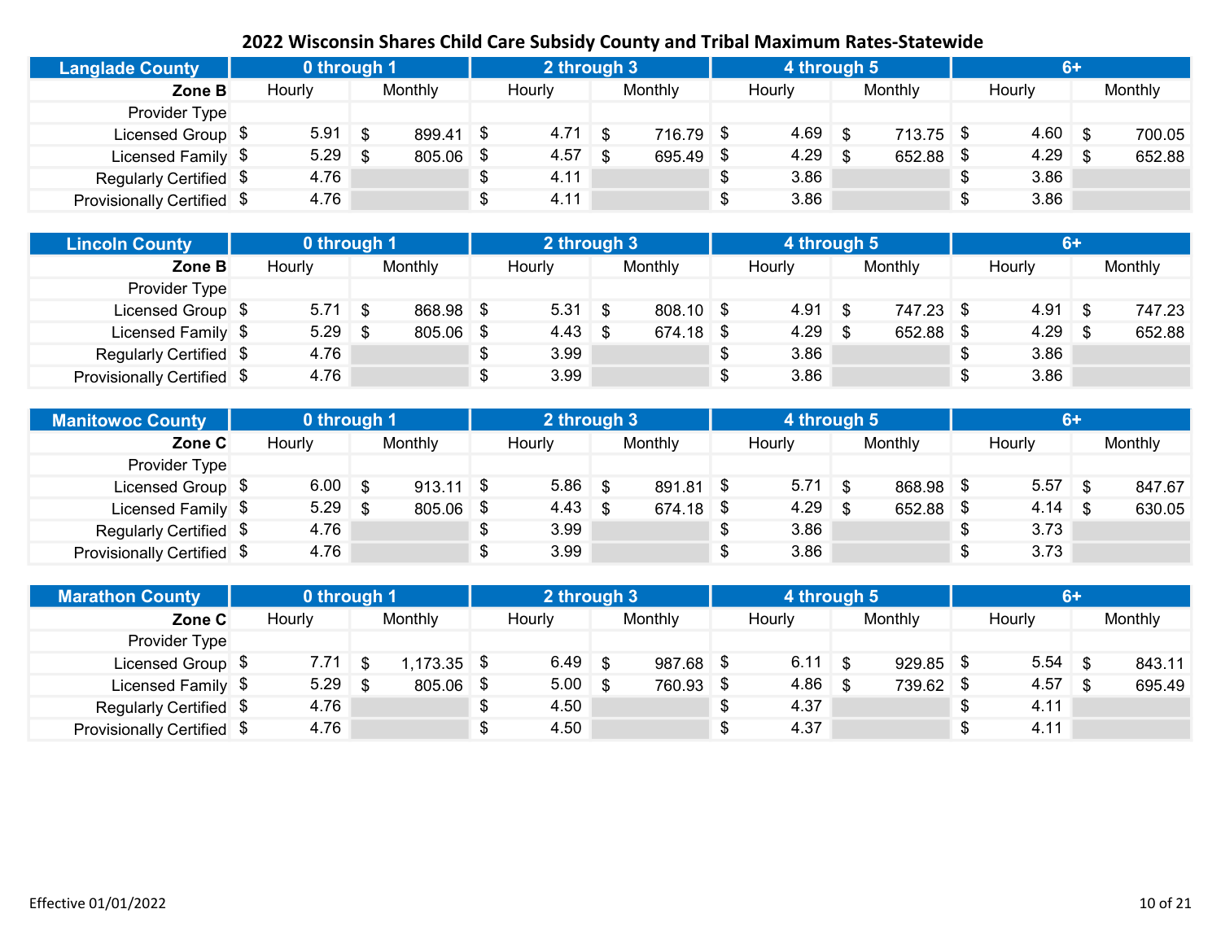# 2022 Wisconsin Shares Child Care Subsidy County and Tribal Maximum Rates-Statewide

| Langlade County | 0 through 1 | | 2 through 3 | | 4 through 5 | | 6+ | |
|---|---|---|---|---|---|---|---|---|
| Zone B | Hourly | Monthly | Hourly | Monthly | Hourly | Monthly | Hourly | Monthly |
| Provider Type | | | | | | | | |
| Licensed Group | $ 5.91 | $ 899.41 | $ 4.71 | $ 716.79 | $ 4.69 | $ 713.75 | $ 4.60 | $ 700.05 |
| Licensed Family | $ 5.29 | $ 805.06 | $ 4.57 | $ 695.49 | $ 4.29 | $ 652.88 | $ 4.29 | $ 652.88 |
| Regularly Certified | $ 4.76 | | $ 4.11 | | $ 3.86 | | $ 3.86 | |
| Provisionally Certified | $ 4.76 | | $ 4.11 | | $ 3.86 | | $ 3.86 | |

| Lincoln County | 0 through 1 | | 2 through 3 | | 4 through 5 | | 6+ | |
|---|---|---|---|---|---|---|---|---|
| Zone B | Hourly | Monthly | Hourly | Monthly | Hourly | Monthly | Hourly | Monthly |
| Provider Type | | | | | | | | |
| Licensed Group | $ 5.71 | $ 868.98 | $ 5.31 | $ 808.10 | $ 4.91 | $ 747.23 | $ 4.91 | $ 747.23 |
| Licensed Family | $ 5.29 | $ 805.06 | $ 4.43 | $ 674.18 | $ 4.29 | $ 652.88 | $ 4.29 | $ 652.88 |
| Regularly Certified | $ 4.76 | | $ 3.99 | | $ 3.86 | | $ 3.86 | |
| Provisionally Certified | $ 4.76 | | $ 3.99 | | $ 3.86 | | $ 3.86 | |

| Manitowoc County | 0 through 1 | | 2 through 3 | | 4 through 5 | | 6+ | |
|---|---|---|---|---|---|---|---|---|
| Zone C | Hourly | Monthly | Hourly | Monthly | Hourly | Monthly | Hourly | Monthly |
| Provider Type | | | | | | | | |
| Licensed Group | $ 6.00 | $ 913.11 | $ 5.86 | $ 891.81 | $ 5.71 | $ 868.98 | $ 5.57 | $ 847.67 |
| Licensed Family | $ 5.29 | $ 805.06 | $ 4.43 | $ 674.18 | $ 4.29 | $ 652.88 | $ 4.14 | $ 630.05 |
| Regularly Certified | $ 4.76 | | $ 3.99 | | $ 3.86 | | $ 3.73 | |
| Provisionally Certified | $ 4.76 | | $ 3.99 | | $ 3.86 | | $ 3.73 | |

| Marathon County | 0 through 1 | | 2 through 3 | | 4 through 5 | | 6+ | |
|---|---|---|---|---|---|---|---|---|
| Zone C | Hourly | Monthly | Hourly | Monthly | Hourly | Monthly | Hourly | Monthly |
| Provider Type | | | | | | | | |
| Licensed Group | $ 7.71 | $ 1,173.35 | $ 6.49 | $ 987.68 | $ 6.11 | $ 929.85 | $ 5.54 | $ 843.11 |
| Licensed Family | $ 5.29 | $ 805.06 | $ 5.00 | $ 760.93 | $ 4.86 | $ 739.62 | $ 4.57 | $ 695.49 |
| Regularly Certified | $ 4.76 | | $ 4.50 | | $ 4.37 | | $ 4.11 | |
| Provisionally Certified | $ 4.76 | | $ 4.50 | | $ 4.37 | | $ 4.11 | |

Effective 01/01/2022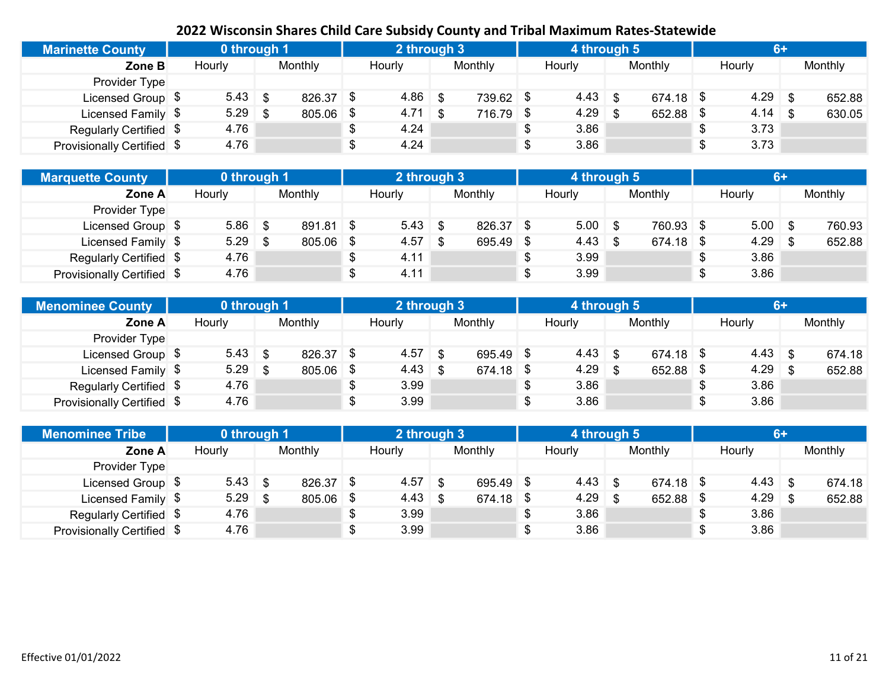# 2022 Wisconsin Shares Child Care Subsidy County and Tribal Maximum Rates-Statewide

| Marinette County | 0 through 1 | | 2 through 3 | | 4 through 5 | | 6+ | |
|---|---|---|---|---|---|---|---|---|
| **Zone B** | Hourly | Monthly | Hourly | Monthly | Hourly | Monthly | Hourly | Monthly |
| Provider Type | | | | | | | | |
| Licensed Group | $ 5.43 | $ 826.37 | $ 4.86 | $ 739.62 | $ 4.43 | $ 674.18 | $ 4.29 | $ 652.88 |
| Licensed Family | $ 5.29 | $ 805.06 | $ 4.71 | $ 716.79 | $ 4.29 | $ 652.88 | $ 4.14 | $ 630.05 |
| Regularly Certified | $ 4.76 | | $ 4.24 | | $ 3.86 | | $ 3.73 | |
| Provisionally Certified | $ 4.76 | | $ 4.24 | | $ 3.86 | | $ 3.73 | |

| Marquette County | 0 through 1 | | 2 through 3 | | 4 through 5 | | 6+ | |
|---|---|---|---|---|---|---|---|---|
| **Zone A** | Hourly | Monthly | Hourly | Monthly | Hourly | Monthly | Hourly | Monthly |
| Provider Type | | | | | | | | |
| Licensed Group | $ 5.86 | $ 891.81 | $ 5.43 | $ 826.37 | $ 5.00 | $ 760.93 | $ 5.00 | $ 760.93 |
| Licensed Family | $ 5.29 | $ 805.06 | $ 4.57 | $ 695.49 | $ 4.43 | $ 674.18 | $ 4.29 | $ 652.88 |
| Regularly Certified | $ 4.76 | | $ 4.11 | | $ 3.99 | | $ 3.86 | |
| Provisionally Certified | $ 4.76 | | $ 4.11 | | $ 3.99 | | $ 3.86 | |

| Menominee County | 0 through 1 | | 2 through 3 | | 4 through 5 | | 6+ | |
|---|---|---|---|---|---|---|---|---|
| **Zone A** | Hourly | Monthly | Hourly | Monthly | Hourly | Monthly | Hourly | Monthly |
| Provider Type | | | | | | | | |
| Licensed Group | $ 5.43 | $ 826.37 | $ 4.57 | $ 695.49 | $ 4.43 | $ 674.18 | $ 4.43 | $ 674.18 |
| Licensed Family | $ 5.29 | $ 805.06 | $ 4.43 | $ 674.18 | $ 4.29 | $ 652.88 | $ 4.29 | $ 652.88 |
| Regularly Certified | $ 4.76 | | $ 3.99 | | $ 3.86 | | $ 3.86 | |
| Provisionally Certified | $ 4.76 | | $ 3.99 | | $ 3.86 | | $ 3.86 | |

| Menominee Tribe | 0 through 1 | | 2 through 3 | | 4 through 5 | | 6+ | |
|---|---|---|---|---|---|---|---|---|
| **Zone A** | Hourly | Monthly | Hourly | Monthly | Hourly | Monthly | Hourly | Monthly |
| Provider Type | | | | | | | | |
| Licensed Group | $ 5.43 | $ 826.37 | $ 4.57 | $ 695.49 | $ 4.43 | $ 674.18 | $ 4.43 | $ 674.18 |
| Licensed Family | $ 5.29 | $ 805.06 | $ 4.43 | $ 674.18 | $ 4.29 | $ 652.88 | $ 4.29 | $ 652.88 |
| Regularly Certified | $ 4.76 | | $ 3.99 | | $ 3.86 | | $ 3.86 | |
| Provisionally Certified | $ 4.76 | | $ 3.99 | | $ 3.86 | | $ 3.86 | |

Effective 01/01/2022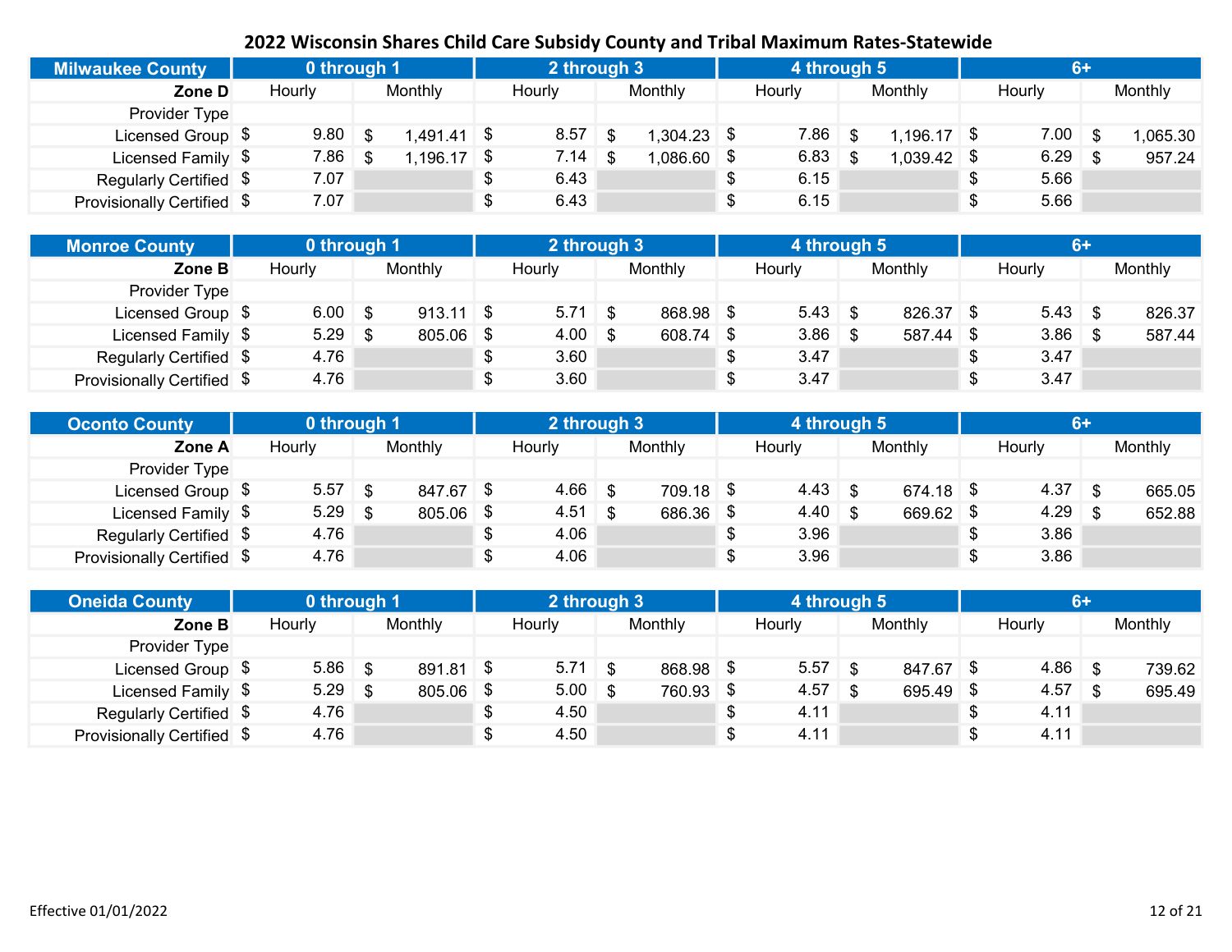# 2022 Wisconsin Shares Child Care Subsidy County and Tribal Maximum Rates-Statewide

| Milwaukee County | 0 through 1 | | 2 through 3 | | 4 through 5 | | 6+ | |
|---|---|---|---|---|---|---|---|---|
| Zone D | Hourly | Monthly | Hourly | Monthly | Hourly | Monthly | Hourly | Monthly |
| Provider Type | | | | | | | | |
| Licensed Group | $ 9.80 | $ 1,491.41 | $ 8.57 | $ 1,304.23 | $ 7.86 | $ 1,196.17 | $ 7.00 | $ 1,065.30 |
| Licensed Family | $ 7.86 | $ 1,196.17 | $ 7.14 | $ 1,086.60 | $ 6.83 | $ 1,039.42 | $ 6.29 | $ 957.24 |
| Regularly Certified | $ 7.07 | | $ 6.43 | | $ 6.15 | | $ 5.66 | |
| Provisionally Certified | $ 7.07 | | $ 6.43 | | $ 6.15 | | $ 5.66 | |

| Monroe County | 0 through 1 | | 2 through 3 | | 4 through 5 | | 6+ | |
|---|---|---|---|---|---|---|---|---|
| Zone B | Hourly | Monthly | Hourly | Monthly | Hourly | Monthly | Hourly | Monthly |
| Provider Type | | | | | | | | |
| Licensed Group | $ 6.00 | $ 913.11 | $ 5.71 | $ 868.98 | $ 5.43 | $ 826.37 | $ 5.43 | $ 826.37 |
| Licensed Family | $ 5.29 | $ 805.06 | $ 4.00 | $ 608.74 | $ 3.86 | $ 587.44 | $ 3.86 | $ 587.44 |
| Regularly Certified | $ 4.76 | | $ 3.60 | | $ 3.47 | | $ 3.47 | |
| Provisionally Certified | $ 4.76 | | $ 3.60 | | $ 3.47 | | $ 3.47 | |

| Oconto County | 0 through 1 | | 2 through 3 | | 4 through 5 | | 6+ | |
|---|---|---|---|---|---|---|---|---|
| Zone A | Hourly | Monthly | Hourly | Monthly | Hourly | Monthly | Hourly | Monthly |
| Provider Type | | | | | | | | |
| Licensed Group | $ 5.57 | $ 847.67 | $ 4.66 | $ 709.18 | $ 4.43 | $ 674.18 | $ 4.37 | $ 665.05 |
| Licensed Family | $ 5.29 | $ 805.06 | $ 4.51 | $ 686.36 | $ 4.40 | $ 669.62 | $ 4.29 | $ 652.88 |
| Regularly Certified | $ 4.76 | | $ 4.06 | | $ 3.96 | | $ 3.86 | |
| Provisionally Certified | $ 4.76 | | $ 4.06 | | $ 3.96 | | $ 3.86 | |

| Oneida County | 0 through 1 | | 2 through 3 | | 4 through 5 | | 6+ | |
|---|---|---|---|---|---|---|---|---|
| Zone B | Hourly | Monthly | Hourly | Monthly | Hourly | Monthly | Hourly | Monthly |
| Provider Type | | | | | | | | |
| Licensed Group | $ 5.86 | $ 891.81 | $ 5.71 | $ 868.98 | $ 5.57 | $ 847.67 | $ 4.86 | $ 739.62 |
| Licensed Family | $ 5.29 | $ 805.06 | $ 5.00 | $ 760.93 | $ 4.57 | $ 695.49 | $ 4.57 | $ 695.49 |
| Regularly Certified | $ 4.76 | | $ 4.50 | | $ 4.11 | | $ 4.11 | |
| Provisionally Certified | $ 4.76 | | $ 4.50 | | $ 4.11 | | $ 4.11 | |

Effective 01/01/2022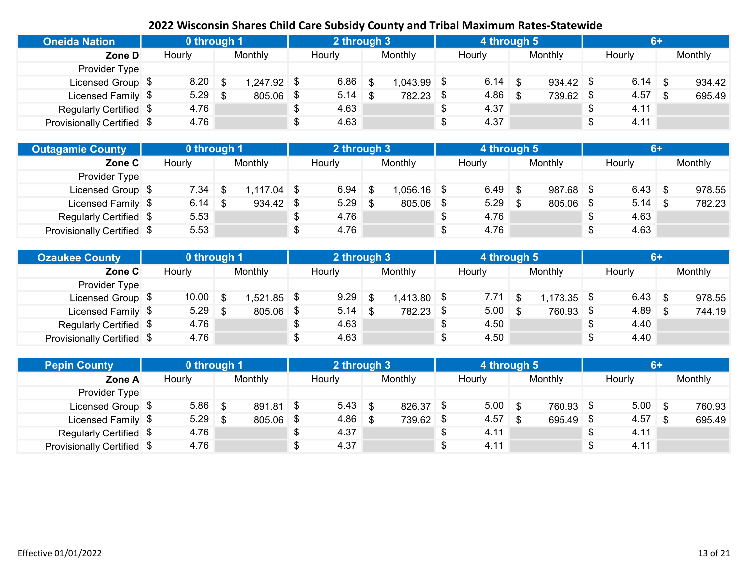# 2022 Wisconsin Shares Child Care Subsidy County and Tribal Maximum Rates-Statewide

| Oneida Nation | 0 through 1 | | 2 through 3 | | 4 through 5 | | 6+ | |
|---|---|---|---|---|---|---|---|---|
| Zone D | Hourly | Monthly | Hourly | Monthly | Hourly | Monthly | Hourly | Monthly |
| Provider Type | | | | | | | | |
| Licensed Group | $ 8.20 | $ 1,247.92 | $ 6.86 | $ 1,043.99 | $ 6.14 | $ 934.42 | $ 6.14 | $ 934.42 |
| Licensed Family | $ 5.29 | $ 805.06 | $ 5.14 | $ 782.23 | $ 4.86 | $ 739.62 | $ 4.57 | $ 695.49 |
| Regularly Certified | $ 4.76 | | $ 4.63 | | $ 4.37 | | $ 4.11 | |
| Provisionally Certified | $ 4.76 | | $ 4.63 | | $ 4.37 | | $ 4.11 | |

| Outagamie County | 0 through 1 | | 2 through 3 | | 4 through 5 | | 6+ | |
|---|---|---|---|---|---|---|---|---|
| Zone C | Hourly | Monthly | Hourly | Monthly | Hourly | Monthly | Hourly | Monthly |
| Provider Type | | | | | | | | |
| Licensed Group | $ 7.34 | $ 1,117.04 | $ 6.94 | $ 1,056.16 | $ 6.49 | $ 987.68 | $ 6.43 | $ 978.55 |
| Licensed Family | $ 6.14 | $ 934.42 | $ 5.29 | $ 805.06 | $ 5.29 | $ 805.06 | $ 5.14 | $ 782.23 |
| Regularly Certified | $ 5.53 | | $ 4.76 | | $ 4.76 | | $ 4.63 | |
| Provisionally Certified | $ 5.53 | | $ 4.76 | | $ 4.76 | | $ 4.63 | |

| Ozaukee County | 0 through 1 | | 2 through 3 | | 4 through 5 | | 6+ | |
|---|---|---|---|---|---|---|---|---|
| Zone C | Hourly | Monthly | Hourly | Monthly | Hourly | Monthly | Hourly | Monthly |
| Provider Type | | | | | | | | |
| Licensed Group | $ 10.00 | $ 1,521.85 | $ 9.29 | $ 1,413.80 | $ 7.71 | $ 1,173.35 | $ 6.43 | $ 978.55 |
| Licensed Family | $ 5.29 | $ 805.06 | $ 5.14 | $ 782.23 | $ 5.00 | $ 760.93 | $ 4.89 | $ 744.19 |
| Regularly Certified | $ 4.76 | | $ 4.63 | | $ 4.50 | | $ 4.40 | |
| Provisionally Certified | $ 4.76 | | $ 4.63 | | $ 4.50 | | $ 4.40 | |

| Pepin County | 0 through 1 | | 2 through 3 | | 4 through 5 | | 6+ | |
|---|---|---|---|---|---|---|---|---|
| Zone A | Hourly | Monthly | Hourly | Monthly | Hourly | Monthly | Hourly | Monthly |
| Provider Type | | | | | | | | |
| Licensed Group | $ 5.86 | $ 891.81 | $ 5.43 | $ 826.37 | $ 5.00 | $ 760.93 | $ 5.00 | $ 760.93 |
| Licensed Family | $ 5.29 | $ 805.06 | $ 4.86 | $ 739.62 | $ 4.57 | $ 695.49 | $ 4.57 | $ 695.49 |
| Regularly Certified | $ 4.76 | | $ 4.37 | | $ 4.11 | | $ 4.11 | |
| Provisionally Certified | $ 4.76 | | $ 4.37 | | $ 4.11 | | $ 4.11 | |

Effective 01/01/2022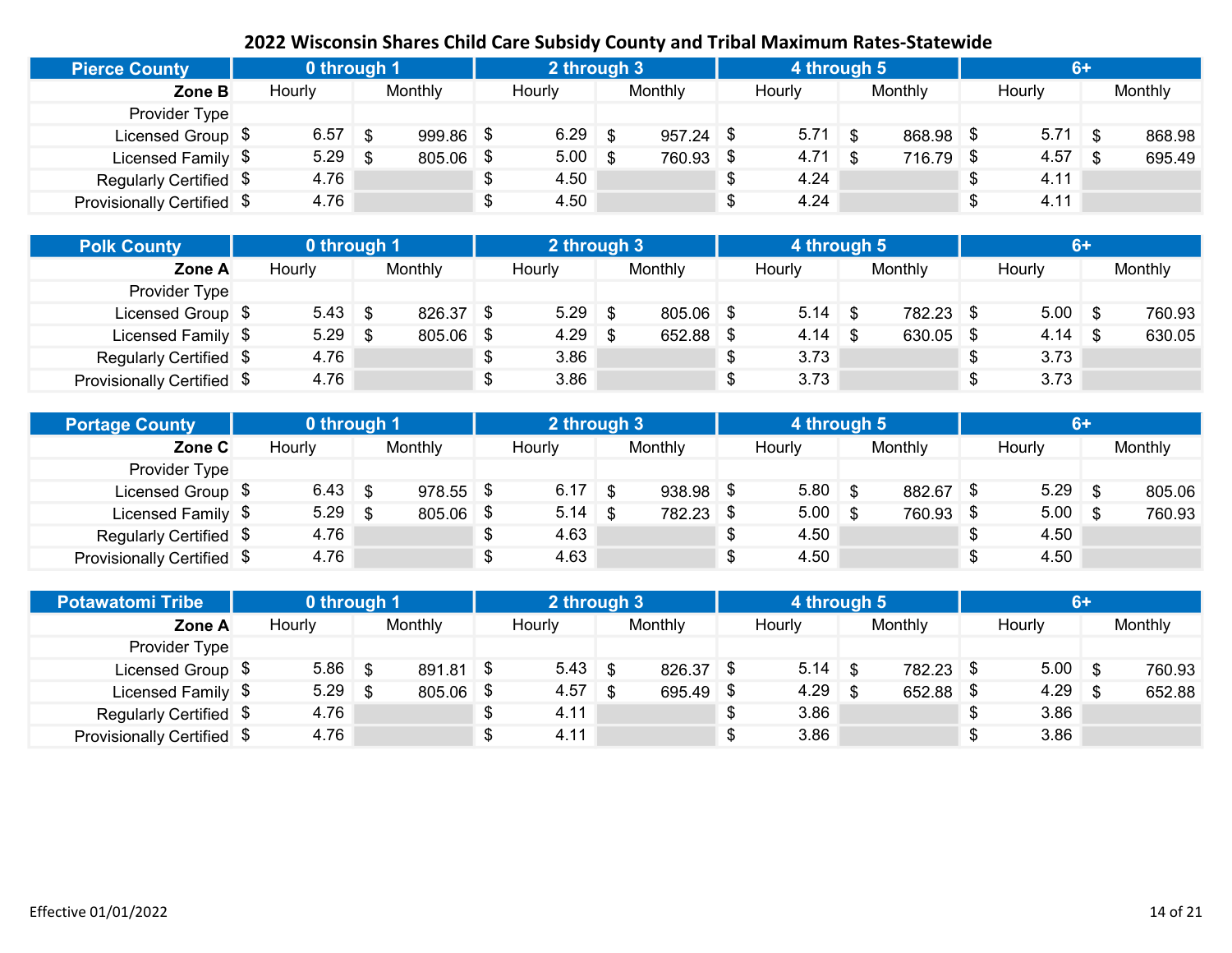# 2022 Wisconsin Shares Child Care Subsidy County and Tribal Maximum Rates-Statewide

| Pierce County | 0 through 1 | | 2 through 3 | | 4 through 5 | | 6+ | |
|---|---|---|---|---|---|---|---|---|
| **Zone B** | Hourly | Monthly | Hourly | Monthly | Hourly | Monthly | Hourly | Monthly |
| Provider Type | | | | | | | | |
| Licensed Group | $ 6.57 | $ 999.86 | $ 6.29 | $ 957.24 | $ 5.71 | $ 868.98 | $ 5.71 | $ 868.98 |
| Licensed Family | $ 5.29 | $ 805.06 | $ 5.00 | $ 760.93 | $ 4.71 | $ 716.79 | $ 4.57 | $ 695.49 |
| Regularly Certified | $ 4.76 | | $ 4.50 | | $ 4.24 | | $ 4.11 | |
| Provisionally Certified | $ 4.76 | | $ 4.50 | | $ 4.24 | | $ 4.11 | |

| Polk County | 0 through 1 | | 2 through 3 | | 4 through 5 | | 6+ | |
|---|---|---|---|---|---|---|---|---|
| **Zone A** | Hourly | Monthly | Hourly | Monthly | Hourly | Monthly | Hourly | Monthly |
| Provider Type | | | | | | | | |
| Licensed Group | $ 5.43 | $ 826.37 | $ 5.29 | $ 805.06 | $ 5.14 | $ 782.23 | $ 5.00 | $ 760.93 |
| Licensed Family | $ 5.29 | $ 805.06 | $ 4.29 | $ 652.88 | $ 4.14 | $ 630.05 | $ 4.14 | $ 630.05 |
| Regularly Certified | $ 4.76 | | $ 3.86 | | $ 3.73 | | $ 3.73 | |
| Provisionally Certified | $ 4.76 | | $ 3.86 | | $ 3.73 | | $ 3.73 | |

| Portage County | 0 through 1 | | 2 through 3 | | 4 through 5 | | 6+ | |
|---|---|---|---|---|---|---|---|---|
| **Zone C** | Hourly | Monthly | Hourly | Monthly | Hourly | Monthly | Hourly | Monthly |
| Provider Type | | | | | | | | |
| Licensed Group | $ 6.43 | $ 978.55 | $ 6.17 | $ 938.98 | $ 5.80 | $ 882.67 | $ 5.29 | $ 805.06 |
| Licensed Family | $ 5.29 | $ 805.06 | $ 5.14 | $ 782.23 | $ 5.00 | $ 760.93 | $ 5.00 | $ 760.93 |
| Regularly Certified | $ 4.76 | | $ 4.63 | | $ 4.50 | | $ 4.50 | |
| Provisionally Certified | $ 4.76 | | $ 4.63 | | $ 4.50 | | $ 4.50 | |

| Potawatomi Tribe | 0 through 1 | | 2 through 3 | | 4 through 5 | | 6+ | |
|---|---|---|---|---|---|---|---|---|
| **Zone A** | Hourly | Monthly | Hourly | Monthly | Hourly | Monthly | Hourly | Monthly |
| Provider Type | | | | | | | | |
| Licensed Group | $ 5.86 | $ 891.81 | $ 5.43 | $ 826.37 | $ 5.14 | $ 782.23 | $ 5.00 | $ 760.93 |
| Licensed Family | $ 5.29 | $ 805.06 | $ 4.57 | $ 695.49 | $ 4.29 | $ 652.88 | $ 4.29 | $ 652.88 |
| Regularly Certified | $ 4.76 | | $ 4.11 | | $ 3.86 | | $ 3.86 | |
| Provisionally Certified | $ 4.76 | | $ 4.11 | | $ 3.86 | | $ 3.86 | |

Effective 01/01/2022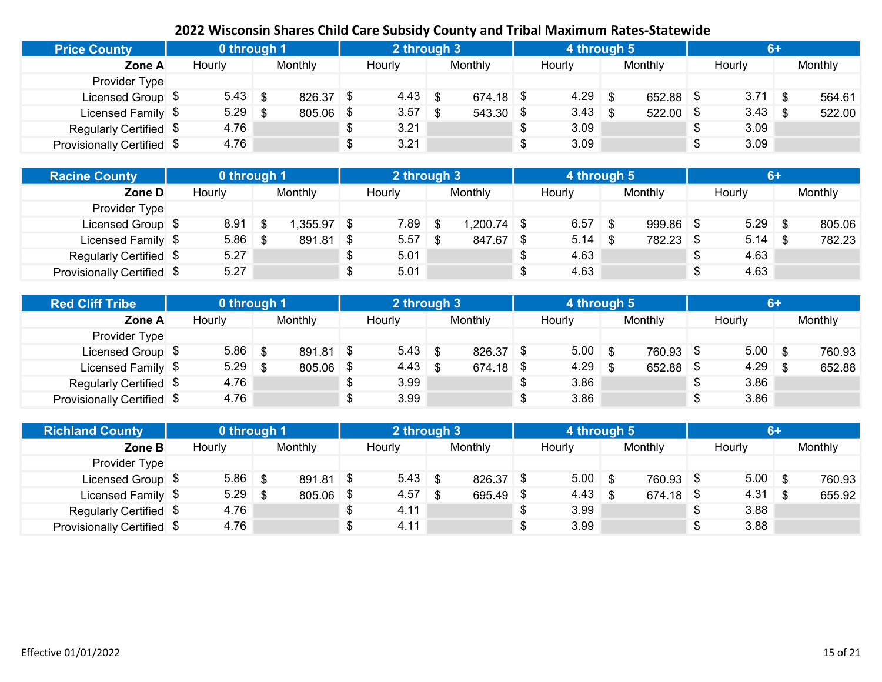# 2022 Wisconsin Shares Child Care Subsidy County and Tribal Maximum Rates-Statewide

| Price County | 0 through 1 | | 2 through 3 | | 4 through 5 | | 6+ | |
|---|---|---|---|---|---|---|---|---|
| Zone A | Hourly | Monthly | Hourly | Monthly | Hourly | Monthly | Hourly | Monthly |
| Provider Type | | | | | | | | |
| Licensed Group | $ 5.43 | $ 826.37 | $ 4.43 | $ 674.18 | $ 4.29 | $ 652.88 | $ 3.71 | $ 564.61 |
| Licensed Family | $ 5.29 | $ 805.06 | $ 3.57 | $ 543.30 | $ 3.43 | $ 522.00 | $ 3.43 | $ 522.00 |
| Regularly Certified | $ 4.76 | | $ 3.21 | | $ 3.09 | | $ 3.09 | |
| Provisionally Certified | $ 4.76 | | $ 3.21 | | $ 3.09 | | $ 3.09 | |

| Racine County | 0 through 1 | | 2 through 3 | | 4 through 5 | | 6+ | |
|---|---|---|---|---|---|---|---|---|
| Zone D | Hourly | Monthly | Hourly | Monthly | Hourly | Monthly | Hourly | Monthly |
| Provider Type | | | | | | | | |
| Licensed Group | $ 8.91 | $ 1,355.97 | $ 7.89 | $ 1,200.74 | $ 6.57 | $ 999.86 | $ 5.29 | $ 805.06 |
| Licensed Family | $ 5.86 | $ 891.81 | $ 5.57 | $ 847.67 | $ 5.14 | $ 782.23 | $ 5.14 | $ 782.23 |
| Regularly Certified | $ 5.27 | | $ 5.01 | | $ 4.63 | | $ 4.63 | |
| Provisionally Certified | $ 5.27 | | $ 5.01 | | $ 4.63 | | $ 4.63 | |

| Red Cliff Tribe | 0 through 1 | | 2 through 3 | | 4 through 5 | | 6+ | |
|---|---|---|---|---|---|---|---|---|
| Zone A | Hourly | Monthly | Hourly | Monthly | Hourly | Monthly | Hourly | Monthly |
| Provider Type | | | | | | | | |
| Licensed Group | $ 5.86 | $ 891.81 | $ 5.43 | $ 826.37 | $ 5.00 | $ 760.93 | $ 5.00 | $ 760.93 |
| Licensed Family | $ 5.29 | $ 805.06 | $ 4.43 | $ 674.18 | $ 4.29 | $ 652.88 | $ 4.29 | $ 652.88 |
| Regularly Certified | $ 4.76 | | $ 3.99 | | $ 3.86 | | $ 3.86 | |
| Provisionally Certified | $ 4.76 | | $ 3.99 | | $ 3.86 | | $ 3.86 | |

| Richland County | 0 through 1 | | 2 through 3 | | 4 through 5 | | 6+ | |
|---|---|---|---|---|---|---|---|---|
| Zone B | Hourly | Monthly | Hourly | Monthly | Hourly | Monthly | Hourly | Monthly |
| Provider Type | | | | | | | | |
| Licensed Group | $ 5.86 | $ 891.81 | $ 5.43 | $ 826.37 | $ 5.00 | $ 760.93 | $ 5.00 | $ 760.93 |
| Licensed Family | $ 5.29 | $ 805.06 | $ 4.57 | $ 695.49 | $ 4.43 | $ 674.18 | $ 4.31 | $ 655.92 |
| Regularly Certified | $ 4.76 | | $ 4.11 | | $ 3.99 | | $ 3.88 | |
| Provisionally Certified | $ 4.76 | | $ 4.11 | | $ 3.99 | | $ 3.88 | |

Effective 01/01/2022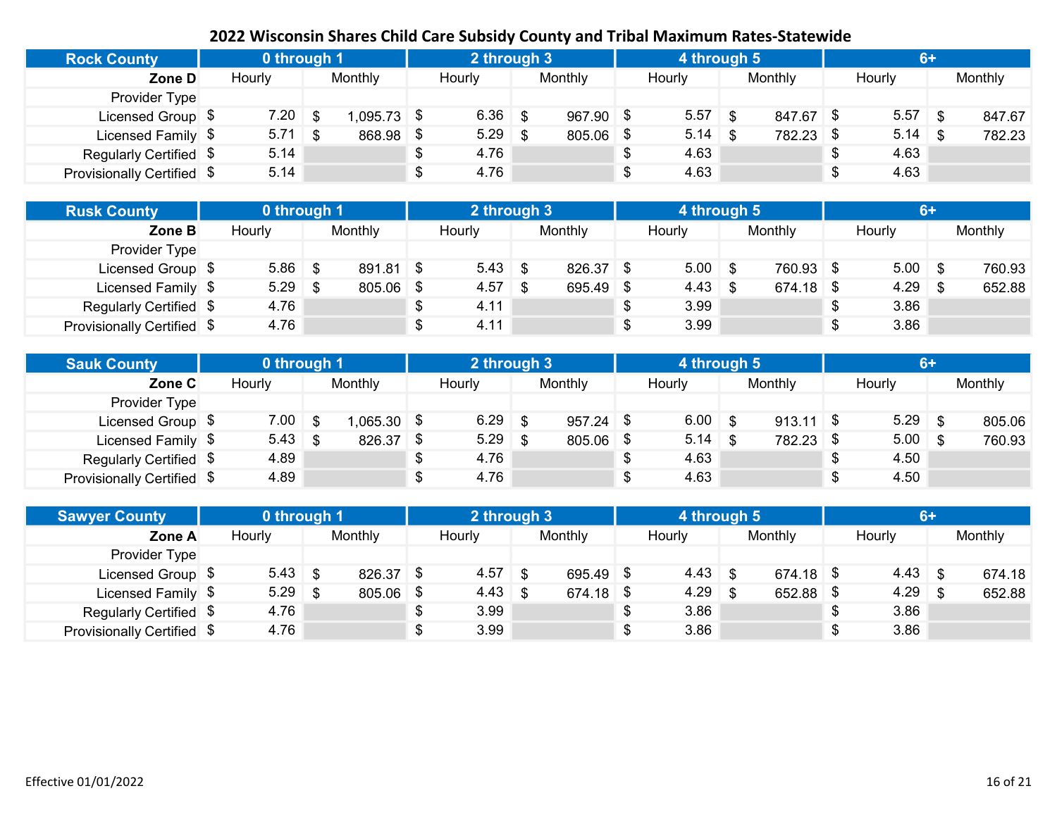# 2022 Wisconsin Shares Child Care Subsidy County and Tribal Maximum Rates-Statewide

| Rock County | 0 through 1 | | 2 through 3 | | 4 through 5 | | 6+ | |
|---|---|---|---|---|---|---|---|---|
| **Zone D** | Hourly | Monthly | Hourly | Monthly | Hourly | Monthly | Hourly | Monthly |
| Provider Type | | | | | | | | |
| Licensed Group | $ 7.20 | $ 1,095.73 | $ 6.36 | $ 967.90 | $ 5.57 | $ 847.67 | $ 5.57 | $ 847.67 |
| Licensed Family | $ 5.71 | $ 868.98 | $ 5.29 | $ 805.06 | $ 5.14 | $ 782.23 | $ 5.14 | $ 782.23 |
| Regularly Certified | $ 5.14 | | $ 4.76 | | $ 4.63 | | $ 4.63 | |
| Provisionally Certified | $ 5.14 | | $ 4.76 | | $ 4.63 | | $ 4.63 | |

| Rusk County | 0 through 1 | | 2 through 3 | | 4 through 5 | | 6+ | |
|---|---|---|---|---|---|---|---|---|
| **Zone B** | Hourly | Monthly | Hourly | Monthly | Hourly | Monthly | Hourly | Monthly |
| Provider Type | | | | | | | | |
| Licensed Group | $ 5.86 | $ 891.81 | $ 5.43 | $ 826.37 | $ 5.00 | $ 760.93 | $ 5.00 | $ 760.93 |
| Licensed Family | $ 5.29 | $ 805.06 | $ 4.57 | $ 695.49 | $ 4.43 | $ 674.18 | $ 4.29 | $ 652.88 |
| Regularly Certified | $ 4.76 | | $ 4.11 | | $ 3.99 | | $ 3.86 | |
| Provisionally Certified | $ 4.76 | | $ 4.11 | | $ 3.99 | | $ 3.86 | |

| Sauk County | 0 through 1 | | 2 through 3 | | 4 through 5 | | 6+ | |
|---|---|---|---|---|---|---|---|---|
| **Zone C** | Hourly | Monthly | Hourly | Monthly | Hourly | Monthly | Hourly | Monthly |
| Provider Type | | | | | | | | |
| Licensed Group | $ 7.00 | $ 1,065.30 | $ 6.29 | $ 957.24 | $ 6.00 | $ 913.11 | $ 5.29 | $ 805.06 |
| Licensed Family | $ 5.43 | $ 826.37 | $ 5.29 | $ 805.06 | $ 5.14 | $ 782.23 | $ 5.00 | $ 760.93 |
| Regularly Certified | $ 4.89 | | $ 4.76 | | $ 4.63 | | $ 4.50 | |
| Provisionally Certified | $ 4.89 | | $ 4.76 | | $ 4.63 | | $ 4.50 | |

| Sawyer County | 0 through 1 | | 2 through 3 | | 4 through 5 | | 6+ | |
|---|---|---|---|---|---|---|---|---|
| **Zone A** | Hourly | Monthly | Hourly | Monthly | Hourly | Monthly | Hourly | Monthly |
| Provider Type | | | | | | | | |
| Licensed Group | $ 5.43 | $ 826.37 | $ 4.57 | $ 695.49 | $ 4.43 | $ 674.18 | $ 4.43 | $ 674.18 |
| Licensed Family | $ 5.29 | $ 805.06 | $ 4.43 | $ 674.18 | $ 4.29 | $ 652.88 | $ 4.29 | $ 652.88 |
| Regularly Certified | $ 4.76 | | $ 3.99 | | $ 3.86 | | $ 3.86 | |
| Provisionally Certified | $ 4.76 | | $ 3.99 | | $ 3.86 | | $ 3.86 | |

Effective 01/01/2022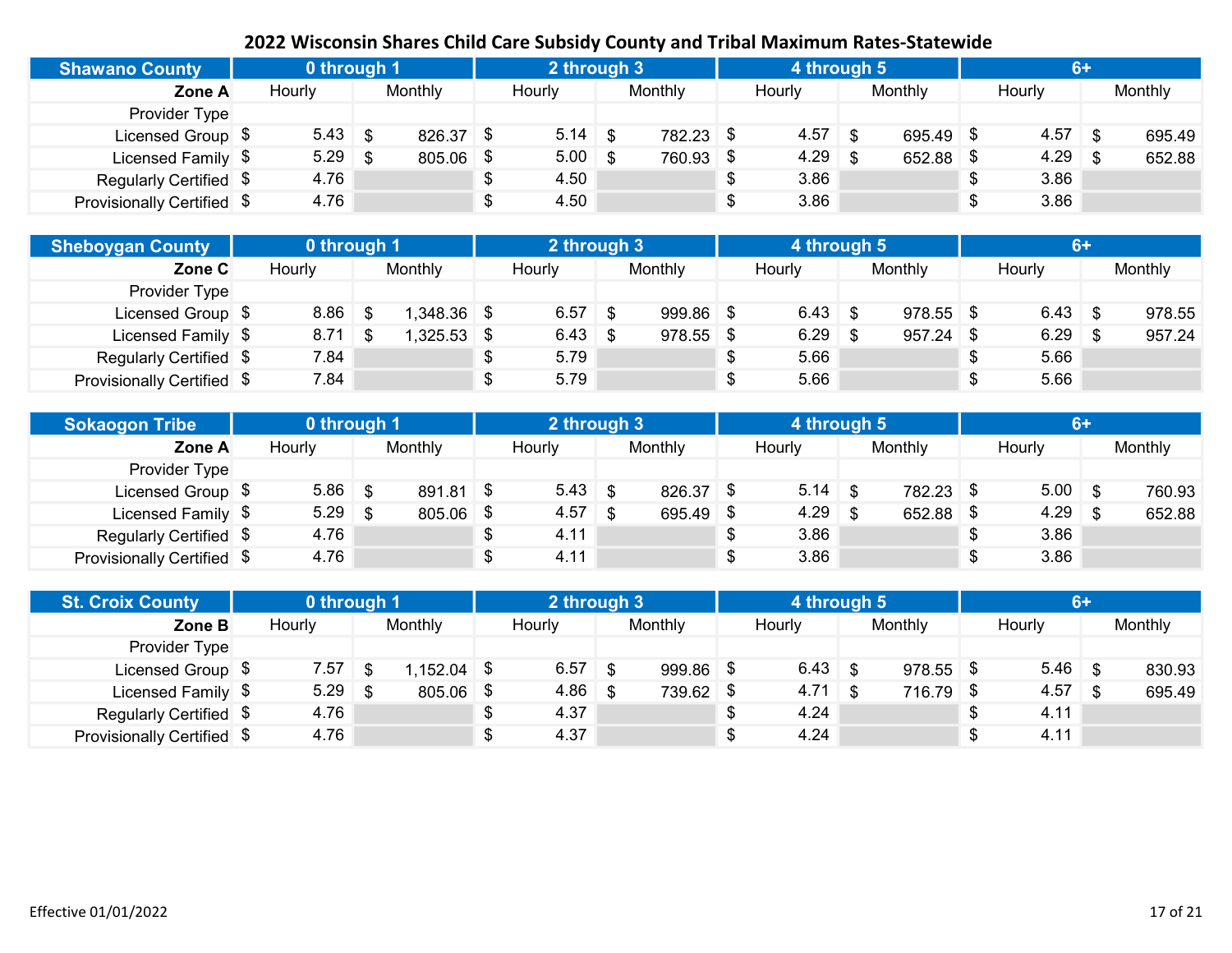## 2022 Wisconsin Shares Child Care Subsidy County and Tribal Maximum Rates-Statewide

| Shawano County | 0 through 1 | | 2 through 3 | | 4 through 5 | | 6+ | |
|---|---|---|---|---|---|---|---|---|
| **Zone A** | Hourly | Monthly | Hourly | Monthly | Hourly | Monthly | Hourly | Monthly |
| Provider Type | | | | | | | | |
| Licensed Group | $ 5.43 | $ 826.37 | $ 5.14 | $ 782.23 | $ 4.57 | $ 695.49 | $ 4.57 | $ 695.49 |
| Licensed Family | $ 5.29 | $ 805.06 | $ 5.00 | $ 760.93 | $ 4.29 | $ 652.88 | $ 4.29 | $ 652.88 |
| Regularly Certified | $ 4.76 | | $ 4.50 | | $ 3.86 | | $ 3.86 | |
| Provisionally Certified | $ 4.76 | | $ 4.50 | | $ 3.86 | | $ 3.86 | |

| Sheboygan County | 0 through 1 | | 2 through 3 | | 4 through 5 | | 6+ | |
|---|---|---|---|---|---|---|---|---|
| **Zone C** | Hourly | Monthly | Hourly | Monthly | Hourly | Monthly | Hourly | Monthly |
| Provider Type | | | | | | | | |
| Licensed Group | $ 8.86 | $ 1,348.36 | $ 6.57 | $ 999.86 | $ 6.43 | $ 978.55 | $ 6.43 | $ 978.55 |
| Licensed Family | $ 8.71 | $ 1,325.53 | $ 6.43 | $ 978.55 | $ 6.29 | $ 957.24 | $ 6.29 | $ 957.24 |
| Regularly Certified | $ 7.84 | | $ 5.79 | | $ 5.66 | | $ 5.66 | |
| Provisionally Certified | $ 7.84 | | $ 5.79 | | $ 5.66 | | $ 5.66 | |

| Sokaogon Tribe | 0 through 1 | | 2 through 3 | | 4 through 5 | | 6+ | |
|---|---|---|---|---|---|---|---|---|
| **Zone A** | Hourly | Monthly | Hourly | Monthly | Hourly | Monthly | Hourly | Monthly |
| Provider Type | | | | | | | | |
| Licensed Group | $ 5.86 | $ 891.81 | $ 5.43 | $ 826.37 | $ 5.14 | $ 782.23 | $ 5.00 | $ 760.93 |
| Licensed Family | $ 5.29 | $ 805.06 | $ 4.57 | $ 695.49 | $ 4.29 | $ 652.88 | $ 4.29 | $ 652.88 |
| Regularly Certified | $ 4.76 | | $ 4.11 | | $ 3.86 | | $ 3.86 | |
| Provisionally Certified | $ 4.76 | | $ 4.11 | | $ 3.86 | | $ 3.86 | |

| St. Croix County | 0 through 1 | | 2 through 3 | | 4 through 5 | | 6+ | |
|---|---|---|---|---|---|---|---|---|
| **Zone B** | Hourly | Monthly | Hourly | Monthly | Hourly | Monthly | Hourly | Monthly |
| Provider Type | | | | | | | | |
| Licensed Group | $ 7.57 | $ 1,152.04 | $ 6.57 | $ 999.86 | $ 6.43 | $ 978.55 | $ 5.46 | $ 830.93 |
| Licensed Family | $ 5.29 | $ 805.06 | $ 4.86 | $ 739.62 | $ 4.71 | $ 716.79 | $ 4.57 | $ 695.49 |
| Regularly Certified | $ 4.76 | | $ 4.37 | | $ 4.24 | | $ 4.11 | |
| Provisionally Certified | $ 4.76 | | $ 4.37 | | $ 4.24 | | $ 4.11 | |

Effective 01/01/2022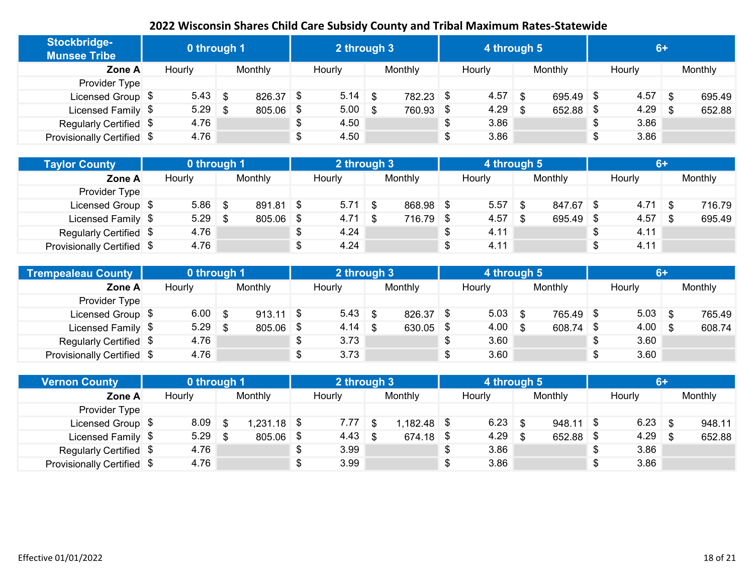# 2022 Wisconsin Shares Child Care Subsidy County and Tribal Maximum Rates-Statewide

| Stockbridge-Munsee Tribe | 0 through 1 | | 2 through 3 | | 4 through 5 | | 6+ | |
|---|---|---|---|---|---|---|---|---|
| **Zone A** | Hourly | Monthly | Hourly | Monthly | Hourly | Monthly | Hourly | Monthly |
| Provider Type | | | | | | | | |
| Licensed Group | $ 5.43 | $ 826.37 | $ 5.14 | $ 782.23 | $ 4.57 | $ 695.49 | $ 4.57 | $ 695.49 |
| Licensed Family | $ 5.29 | $ 805.06 | $ 5.00 | $ 760.93 | $ 4.29 | $ 652.88 | $ 4.29 | $ 652.88 |
| Regularly Certified | $ 4.76 | | $ 4.50 | | $ 3.86 | | $ 3.86 | |
| Provisionally Certified | $ 4.76 | | $ 4.50 | | $ 3.86 | | $ 3.86 | |

| Taylor County | 0 through 1 | | 2 through 3 | | 4 through 5 | | 6+ | |
|---|---|---|---|---|---|---|---|---|
| **Zone A** | Hourly | Monthly | Hourly | Monthly | Hourly | Monthly | Hourly | Monthly |
| Provider Type | | | | | | | | |
| Licensed Group | $ 5.86 | $ 891.81 | $ 5.71 | $ 868.98 | $ 5.57 | $ 847.67 | $ 4.71 | $ 716.79 |
| Licensed Family | $ 5.29 | $ 805.06 | $ 4.71 | $ 716.79 | $ 4.57 | $ 695.49 | $ 4.57 | $ 695.49 |
| Regularly Certified | $ 4.76 | | $ 4.24 | | $ 4.11 | | $ 4.11 | |
| Provisionally Certified | $ 4.76 | | $ 4.24 | | $ 4.11 | | $ 4.11 | |

| Trempealeau County | 0 through 1 | | 2 through 3 | | 4 through 5 | | 6+ | |
|---|---|---|---|---|---|---|---|---|
| **Zone A** | Hourly | Monthly | Hourly | Monthly | Hourly | Monthly | Hourly | Monthly |
| Provider Type | | | | | | | | |
| Licensed Group | $ 6.00 | $ 913.11 | $ 5.43 | $ 826.37 | $ 5.03 | $ 765.49 | $ 5.03 | $ 765.49 |
| Licensed Family | $ 5.29 | $ 805.06 | $ 4.14 | $ 630.05 | $ 4.00 | $ 608.74 | $ 4.00 | $ 608.74 |
| Regularly Certified | $ 4.76 | | $ 3.73 | | $ 3.60 | | $ 3.60 | |
| Provisionally Certified | $ 4.76 | | $ 3.73 | | $ 3.60 | | $ 3.60 | |

| Vernon County | 0 through 1 | | 2 through 3 | | 4 through 5 | | 6+ | |
|---|---|---|---|---|---|---|---|---|
| **Zone A** | Hourly | Monthly | Hourly | Monthly | Hourly | Monthly | Hourly | Monthly |
| Provider Type | | | | | | | | |
| Licensed Group | $ 8.09 | $ 1,231.18 | $ 7.77 | $ 1,182.48 | $ 6.23 | $ 948.11 | $ 6.23 | $ 948.11 |
| Licensed Family | $ 5.29 | $ 805.06 | $ 4.43 | $ 674.18 | $ 4.29 | $ 652.88 | $ 4.29 | $ 652.88 |
| Regularly Certified | $ 4.76 | | $ 3.99 | | $ 3.86 | | $ 3.86 | |
| Provisionally Certified | $ 4.76 | | $ 3.99 | | $ 3.86 | | $ 3.86 | |

Effective 01/01/2022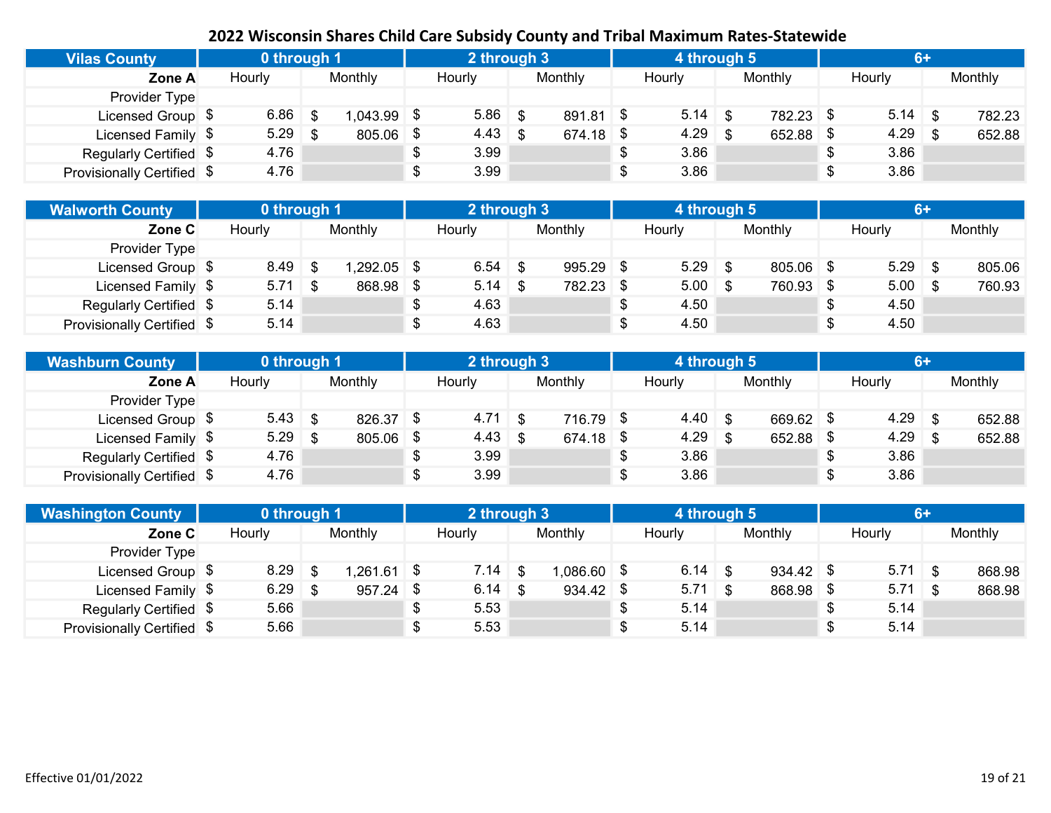# 2022 Wisconsin Shares Child Care Subsidy County and Tribal Maximum Rates-Statewide

| Vilas County | 0 through 1 | | 2 through 3 | | 4 through 5 | | 6+ | |
|---|---|---|---|---|---|---|---|---|
| **Zone A** | Hourly | Monthly | Hourly | Monthly | Hourly | Monthly | Hourly | Monthly |
| Provider Type | | | | | | | | |
| Licensed Group | $ 6.86 | $ 1,043.99 | $ 5.86 | $ 891.81 | $ 5.14 | $ 782.23 | $ 5.14 | $ 782.23 |
| Licensed Family | $ 5.29 | $ 805.06 | $ 4.43 | $ 674.18 | $ 4.29 | $ 652.88 | $ 4.29 | $ 652.88 |
| Regularly Certified | $ 4.76 | | $ 3.99 | | $ 3.86 | | $ 3.86 | |
| Provisionally Certified | $ 4.76 | | $ 3.99 | | $ 3.86 | | $ 3.86 | |

| Walworth County | 0 through 1 | | 2 through 3 | | 4 through 5 | | 6+ | |
|---|---|---|---|---|---|---|---|---|
| **Zone C** | Hourly | Monthly | Hourly | Monthly | Hourly | Monthly | Hourly | Monthly |
| Provider Type | | | | | | | | |
| Licensed Group | $ 8.49 | $ 1,292.05 | $ 6.54 | $ 995.29 | $ 5.29 | $ 805.06 | $ 5.29 | $ 805.06 |
| Licensed Family | $ 5.71 | $ 868.98 | $ 5.14 | $ 782.23 | $ 5.00 | $ 760.93 | $ 5.00 | $ 760.93 |
| Regularly Certified | $ 5.14 | | $ 4.63 | | $ 4.50 | | $ 4.50 | |
| Provisionally Certified | $ 5.14 | | $ 4.63 | | $ 4.50 | | $ 4.50 | |

| Washburn County | 0 through 1 | | 2 through 3 | | 4 through 5 | | 6+ | |
|---|---|---|---|---|---|---|---|---|
| **Zone A** | Hourly | Monthly | Hourly | Monthly | Hourly | Monthly | Hourly | Monthly |
| Provider Type | | | | | | | | |
| Licensed Group | $ 5.43 | $ 826.37 | $ 4.71 | $ 716.79 | $ 4.40 | $ 669.62 | $ 4.29 | $ 652.88 |
| Licensed Family | $ 5.29 | $ 805.06 | $ 4.43 | $ 674.18 | $ 4.29 | $ 652.88 | $ 4.29 | $ 652.88 |
| Regularly Certified | $ 4.76 | | $ 3.99 | | $ 3.86 | | $ 3.86 | |
| Provisionally Certified | $ 4.76 | | $ 3.99 | | $ 3.86 | | $ 3.86 | |

| Washington County | 0 through 1 | | 2 through 3 | | 4 through 5 | | 6+ | |
|---|---|---|---|---|---|---|---|---|
| **Zone C** | Hourly | Monthly | Hourly | Monthly | Hourly | Monthly | Hourly | Monthly |
| Provider Type | | | | | | | | |
| Licensed Group | $ 8.29 | $ 1,261.61 | $ 7.14 | $ 1,086.60 | $ 6.14 | $ 934.42 | $ 5.71 | $ 868.98 |
| Licensed Family | $ 6.29 | $ 957.24 | $ 6.14 | $ 934.42 | $ 5.71 | $ 868.98 | $ 5.71 | $ 868.98 |
| Regularly Certified | $ 5.66 | | $ 5.53 | | $ 5.14 | | $ 5.14 | |
| Provisionally Certified | $ 5.66 | | $ 5.53 | | $ 5.14 | | $ 5.14 | |

Effective 01/01/2022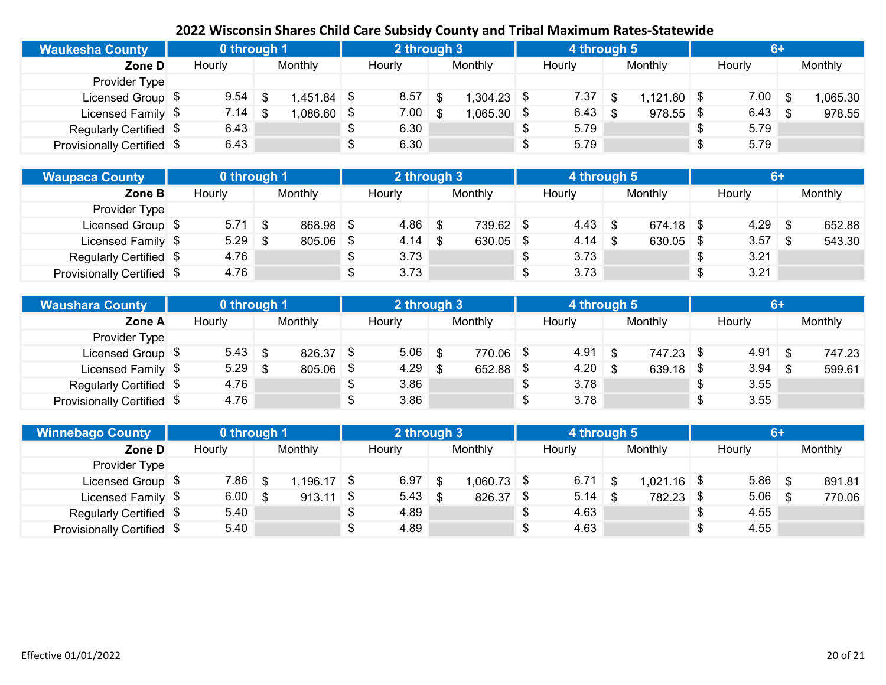# 2022 Wisconsin Shares Child Care Subsidy County and Tribal Maximum Rates-Statewide

| Waukesha County | 0 through 1 | | 2 through 3 | | 4 through 5 | | 6+ | |
|---|---|---|---|---|---|---|---|---|
| Zone D | Hourly | Monthly | Hourly | Monthly | Hourly | Monthly | Hourly | Monthly |
| Provider Type | | | | | | | | |
| Licensed Group | $ 9.54 | $ 1,451.84 | $ 8.57 | $ 1,304.23 | $ 7.37 | $ 1,121.60 | $ 7.00 | $ 1,065.30 |
| Licensed Family | $ 7.14 | $ 1,086.60 | $ 7.00 | $ 1,065.30 | $ 6.43 | $ 978.55 | $ 6.43 | $ 978.55 |
| Regularly Certified | $ 6.43 | | $ 6.30 | | $ 5.79 | | $ 5.79 | |
| Provisionally Certified | $ 6.43 | | $ 6.30 | | $ 5.79 | | $ 5.79 | |

| Waupaca County | 0 through 1 | | 2 through 3 | | 4 through 5 | | 6+ | |
|---|---|---|---|---|---|---|---|---|
| Zone B | Hourly | Monthly | Hourly | Monthly | Hourly | Monthly | Hourly | Monthly |
| Provider Type | | | | | | | | |
| Licensed Group | $ 5.71 | $ 868.98 | $ 4.86 | $ 739.62 | $ 4.43 | $ 674.18 | $ 4.29 | $ 652.88 |
| Licensed Family | $ 5.29 | $ 805.06 | $ 4.14 | $ 630.05 | $ 4.14 | $ 630.05 | $ 3.57 | $ 543.30 |
| Regularly Certified | $ 4.76 | | $ 3.73 | | $ 3.73 | | $ 3.21 | |
| Provisionally Certified | $ 4.76 | | $ 3.73 | | $ 3.73 | | $ 3.21 | |

| Waushara County | 0 through 1 | | 2 through 3 | | 4 through 5 | | 6+ | |
|---|---|---|---|---|---|---|---|---|
| Zone A | Hourly | Monthly | Hourly | Monthly | Hourly | Monthly | Hourly | Monthly |
| Provider Type | | | | | | | | |
| Licensed Group | $ 5.43 | $ 826.37 | $ 5.06 | $ 770.06 | $ 4.91 | $ 747.23 | $ 4.91 | $ 747.23 |
| Licensed Family | $ 5.29 | $ 805.06 | $ 4.29 | $ 652.88 | $ 4.20 | $ 639.18 | $ 3.94 | $ 599.61 |
| Regularly Certified | $ 4.76 | | $ 3.86 | | $ 3.78 | | $ 3.55 | |
| Provisionally Certified | $ 4.76 | | $ 3.86 | | $ 3.78 | | $ 3.55 | |

| Winnebago County | 0 through 1 | | 2 through 3 | | 4 through 5 | | 6+ | |
|---|---|---|---|---|---|---|---|---|
| Zone D | Hourly | Monthly | Hourly | Monthly | Hourly | Monthly | Hourly | Monthly |
| Provider Type | | | | | | | | |
| Licensed Group | $ 7.86 | $ 1,196.17 | $ 6.97 | $ 1,060.73 | $ 6.71 | $ 1,021.16 | $ 5.86 | $ 891.81 |
| Licensed Family | $ 6.00 | $ 913.11 | $ 5.43 | $ 826.37 | $ 5.14 | $ 782.23 | $ 5.06 | $ 770.06 |
| Regularly Certified | $ 5.40 | | $ 4.89 | | $ 4.63 | | $ 4.55 | |
| Provisionally Certified | $ 5.40 | | $ 4.89 | | $ 4.63 | | $ 4.55 | |

Effective 01/01/2022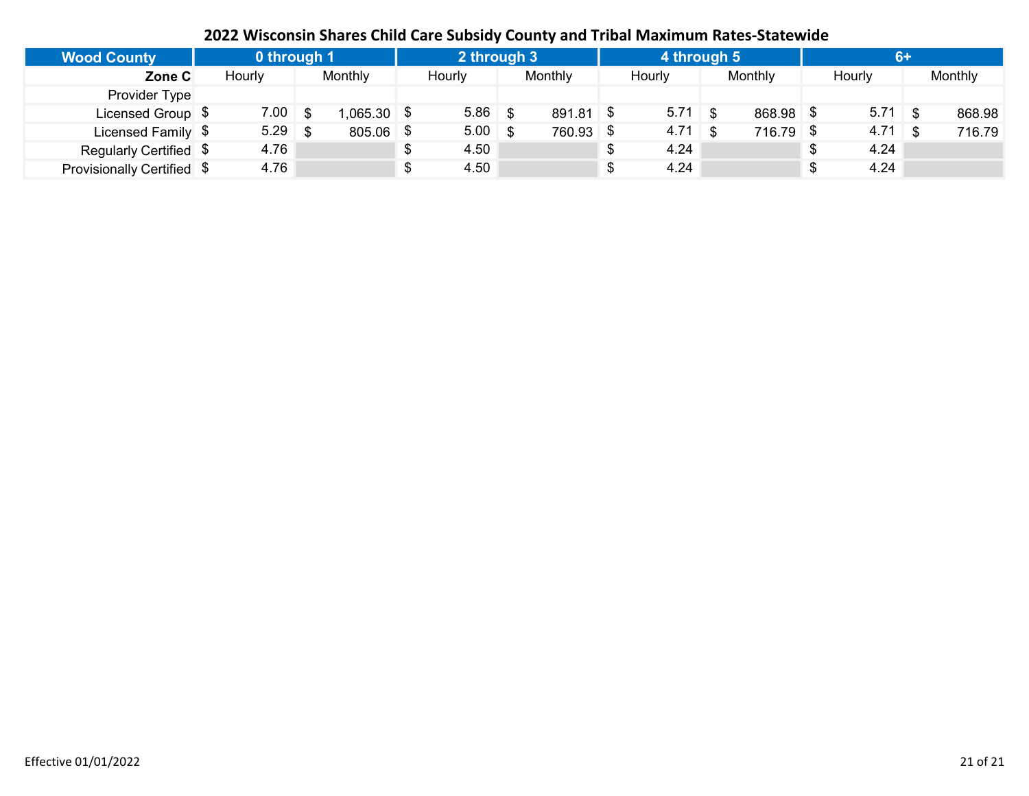## 2022 Wisconsin Shares Child Care Subsidy County and Tribal Maximum Rates-Statewide

| Wood County | 0 through 1 | | 2 through 3 | | 4 through 5 | | 6+ | |
|---|---|---|---|---|---|---|---|---|
| **Zone C** | Hourly | Monthly | Hourly | Monthly | Hourly | Monthly | Hourly | Monthly |
| Provider Type | | | | | | | | |
| Licensed Group | $ 7.00 | $ 1,065.30 | $ 5.86 | $ 891.81 | $ 5.71 | $ 868.98 | $ 5.71 | $ 868.98 |
| Licensed Family | $ 5.29 | $ 805.06 | $ 5.00 | $ 760.93 | $ 4.71 | $ 716.79 | $ 4.71 | $ 716.79 |
| Regularly Certified | $ 4.76 | | $ 4.50 | | $ 4.24 | | $ 4.24 | |
| Provisionally Certified | $ 4.76 | | $ 4.50 | | $ 4.24 | | $ 4.24 | |

Effective 01/01/2022